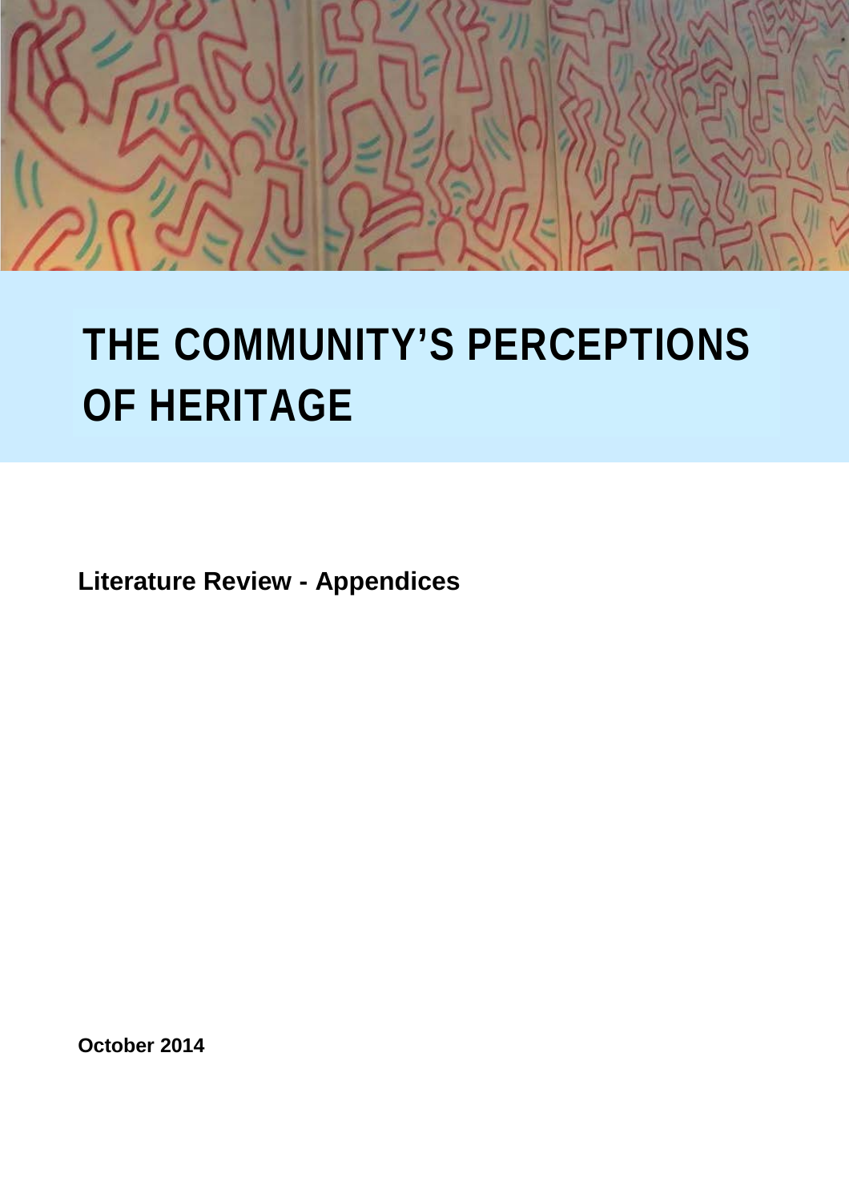# THE COMMUNITY'S PERCEPTIONS OF HERITAGE

**Literature Review - Appendices**

**October 2014**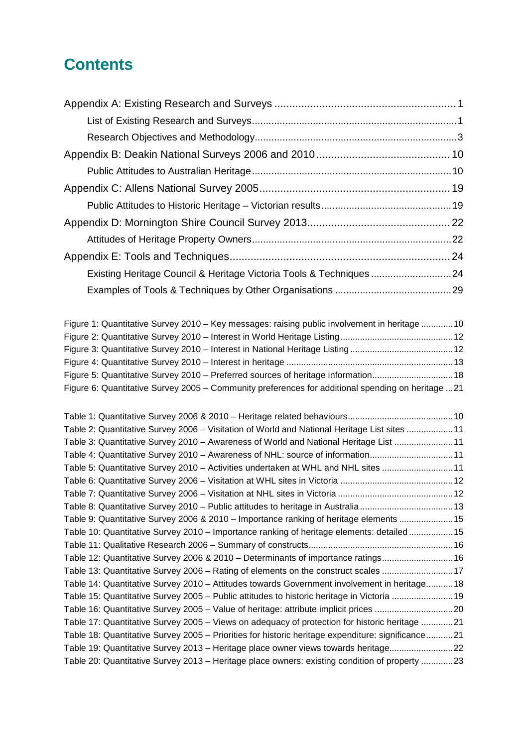# Contents

Appendix A: Existing Research and Surveys ............................................................ 1

- List of Existing Research and Surveys........................................................................ 1
- Research Objectives and Methodology....................................................................... 3

Appendix B: Deakin National Surveys 2006 and 2010 ............................................ 10

- Public Attitudes to Australian Heritage ...................................................................... 10

Appendix C: Allens National Survey 2005 ............................................................... 19

- Public Attitudes to Historic Heritage – Victorian results ............................................ 19

Appendix D: Mornington Shire Council Survey 2013 ............................................... 22

- Attitudes of Heritage Property Owners ...................................................................... 22

Appendix E: Tools and Techniques ......................................................................... 24

- Existing Heritage Council & Heritage Victoria Tools & Techniques ............................ 24
- Examples of Tools & Techniques by Other Organisations ......................................... 29

Figure 1: Quantitative Survey 2010 – Key messages: raising public involvement in heritage ............. 10
Figure 2: Quantitative Survey 2010 – Interest in World Heritage Listing ............................................. 12
Figure 3: Quantitative Survey 2010 – Interest in National Heritage Listing ......................................... 12
Figure 4: Quantitative Survey 2010 – Interest in heritage ................................................................... 13
Figure 5: Quantitative Survey 2010 – Preferred sources of heritage information ................................ 18
Figure 6: Quantitative Survey 2005 – Community preferences for additional spending on heritage ... 21

Table 1: Quantitative Survey 2006 & 2010 – Heritage related behaviours .......................................... 10
Table 2: Quantitative Survey 2006 – Visitation of World and National Heritage List sites ................... 11
Table 3: Quantitative Survey 2010 – Awareness of World and National Heritage List ........................ 11
Table 4: Quantitative Survey 2010 – Awareness of NHL: source of information ................................. 11
Table 5: Quantitative Survey 2010 – Activities undertaken at WHL and NHL sites ............................. 11
Table 6: Quantitative Survey 2006 – Visitation at WHL sites in Victoria ............................................. 12
Table 7: Quantitative Survey 2006 – Visitation at NHL sites in Victoria .............................................. 12
Table 8: Quantitative Survey 2010 – Public attitudes to heritage in Australia ..................................... 13
Table 9: Quantitative Survey 2006 & 2010 – Importance ranking of heritage elements ...................... 15
Table 10: Quantitative Survey 2010 – Importance ranking of heritage elements: detailed .................. 15
Table 11: Qualitative Research 2006 – Summary of constructs .......................................................... 16
Table 12: Quantitative Survey 2006 & 2010 – Determinants of importance ratings ............................ 16
Table 13: Quantitative Survey 2006 – Rating of elements on the construct scales ............................ 17
Table 14: Quantitative Survey 2010 – Attitudes towards Government involvement in heritage ........... 18
Table 15: Quantitative Survey 2005 – Public attitudes to historic heritage in Victoria ......................... 19
Table 16: Quantitative Survey 2005 – Value of heritage: attribute implicit prices ............................... 20
Table 17: Quantitative Survey 2005 – Views on adequacy of protection for historic heritage ............. 21
Table 18: Quantitative Survey 2005 – Priorities for historic heritage expenditure: significance ........... 21
Table 19: Quantitative Survey 2013 – Heritage place owner views towards heritage .......................... 22
Table 20: Quantitative Survey 2013 – Heritage place owners: existing condition of property ............. 23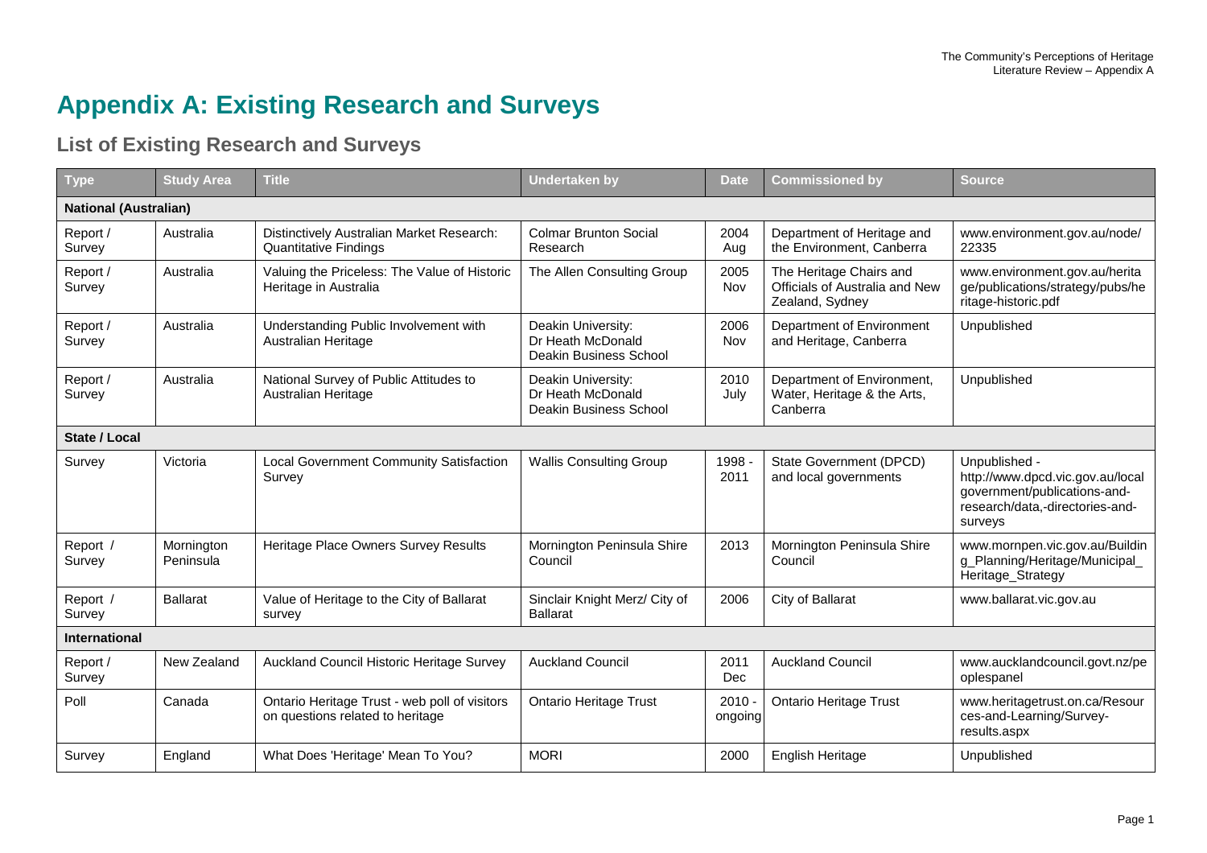# Appendix A: Existing Research and Surveys

## List of Existing Research and Surveys

| Type | Study Area | Title | Undertaken by | Date | Commissioned by | Source |
|---|---|---|---|---|---|---|
| **National (Australian)** | | | | | | |
| Report / Survey | Australia | Distinctively Australian Market Research: Quantitative Findings | Colmar Brunton Social Research | 2004 Aug | Department of Heritage and the Environment, Canberra | www.environment.gov.au/node/22335 |
| Report / Survey | Australia | Valuing the Priceless: The Value of Historic Heritage in Australia | The Allen Consulting Group | 2005 Nov | The Heritage Chairs and Officials of Australia and New Zealand, Sydney | www.environment.gov.au/heritage/publications/strategy/pubs/heritage-historic.pdf |
| Report / Survey | Australia | Understanding Public Involvement with Australian Heritage | Deakin University: Dr Heath McDonald Deakin Business School | 2006 Nov | Department of Environment and Heritage, Canberra | Unpublished |
| Report / Survey | Australia | National Survey of Public Attitudes to Australian Heritage | Deakin University: Dr Heath McDonald Deakin Business School | 2010 July | Department of Environment, Water, Heritage & the Arts, Canberra | Unpublished |
| **State / Local** | | | | | | |
| Survey | Victoria | Local Government Community Satisfaction Survey | Wallis Consulting Group | 1998 - 2011 | State Government (DPCD) and local governments | Unpublished - http://www.dpcd.vic.gov.au/localgovernment/publications-and-research/data,-directories-and-surveys |
| Report / Survey | Mornington Peninsula | Heritage Place Owners Survey Results | Mornington Peninsula Shire Council | 2013 | Mornington Peninsula Shire Council | www.mornpen.vic.gov.au/Building_Planning/Heritage/Municipal_Heritage_Strategy |
| Report / Survey | Ballarat | Value of Heritage to the City of Ballarat survey | Sinclair Knight Merz/ City of Ballarat | 2006 | City of Ballarat | www.ballarat.vic.gov.au |
| **International** | | | | | | |
| Report / Survey | New Zealand | Auckland Council Historic Heritage Survey | Auckland Council | 2011 Dec | Auckland Council | www.aucklandcouncil.govt.nz/peoplespanel |
| Poll | Canada | Ontario Heritage Trust - web poll of visitors on questions related to heritage | Ontario Heritage Trust | 2010 - ongoing | Ontario Heritage Trust | www.heritagetrust.on.ca/Resources-and-Learning/Survey-results.aspx |
| Survey | England | What Does 'Heritage' Mean To You? | MORI | 2000 | English Heritage | Unpublished |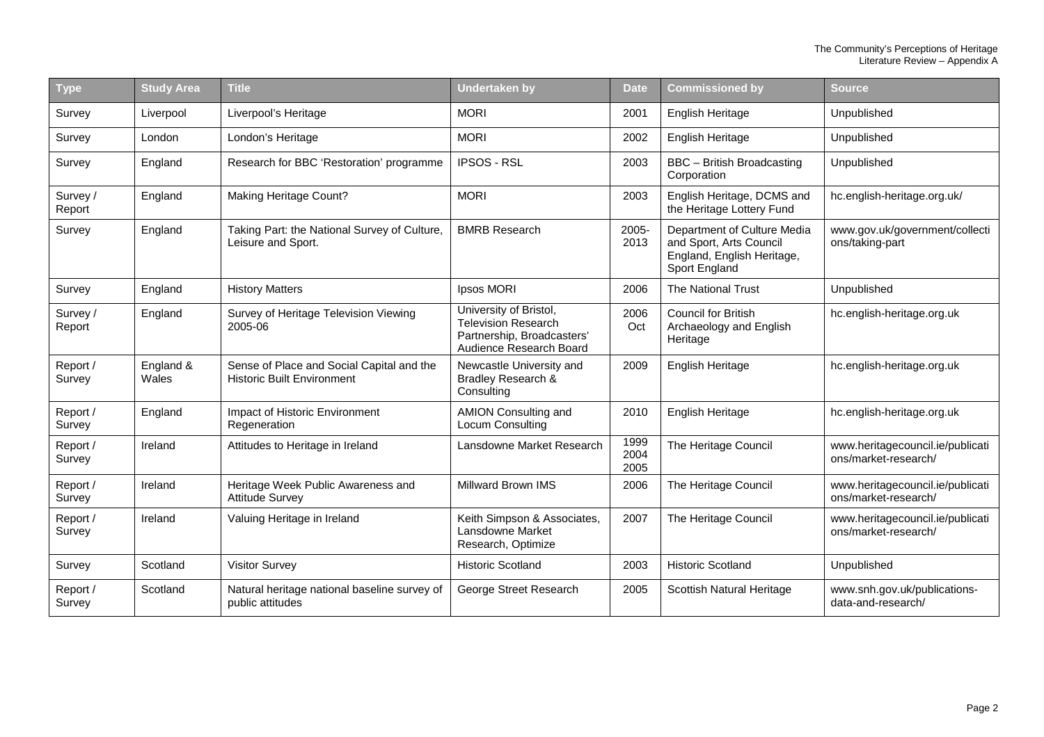| Type | Study Area | Title | Undertaken by | Date | Commissioned by | Source |
|---|---|---|---|---|---|---|
| Survey | Liverpool | Liverpool's Heritage | MORI | 2001 | English Heritage | Unpublished |
| Survey | London | London's Heritage | MORI | 2002 | English Heritage | Unpublished |
| Survey | England | Research for BBC 'Restoration' programme | IPSOS - RSL | 2003 | BBC – British Broadcasting Corporation | Unpublished |
| Survey / Report | England | Making Heritage Count? | MORI | 2003 | English Heritage, DCMS and the Heritage Lottery Fund | hc.english-heritage.org.uk/ |
| Survey | England | Taking Part: the National Survey of Culture, Leisure and Sport. | BMRB Research | 2005-2013 | Department of Culture Media and Sport, Arts Council England, English Heritage, Sport England | www.gov.uk/government/collections/taking-part |
| Survey | England | History Matters | Ipsos MORI | 2006 | The National Trust | Unpublished |
| Survey / Report | England | Survey of Heritage Television Viewing 2005-06 | University of Bristol, Television Research Partnership, Broadcasters' Audience Research Board | 2006 Oct | Council for British Archaeology and English Heritage | hc.english-heritage.org.uk |
| Report / Survey | England & Wales | Sense of Place and Social Capital and the Historic Built Environment | Newcastle University and Bradley Research & Consulting | 2009 | English Heritage | hc.english-heritage.org.uk |
| Report / Survey | England | Impact of Historic Environment Regeneration | AMION Consulting and Locum Consulting | 2010 | English Heritage | hc.english-heritage.org.uk |
| Report / Survey | Ireland | Attitudes to Heritage in Ireland | Lansdowne Market Research | 1999 2004 2005 | The Heritage Council | www.heritagecouncil.ie/publications/market-research/ |
| Report / Survey | Ireland | Heritage Week Public Awareness and Attitude Survey | Millward Brown IMS | 2006 | The Heritage Council | www.heritagecouncil.ie/publications/market-research/ |
| Report / Survey | Ireland | Valuing Heritage in Ireland | Keith Simpson & Associates, Lansdowne Market Research, Optimize | 2007 | The Heritage Council | www.heritagecouncil.ie/publications/market-research/ |
| Survey | Scotland | Visitor Survey | Historic Scotland | 2003 | Historic Scotland | Unpublished |
| Report / Survey | Scotland | Natural heritage national baseline survey of public attitudes | George Street Research | 2005 | Scottish Natural Heritage | www.snh.gov.uk/publications-data-and-research/ |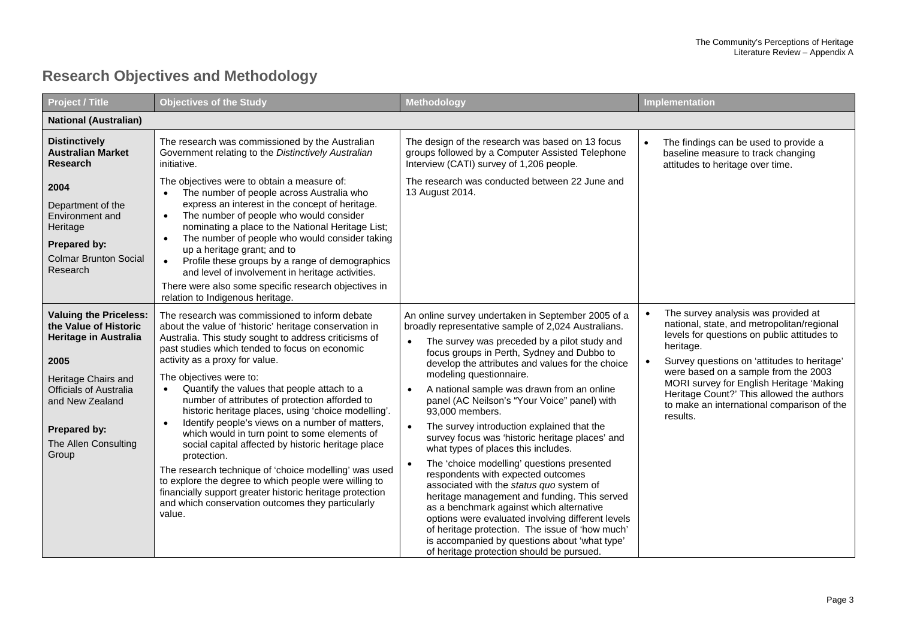## Research Objectives and Methodology

| Project / Title | Objectives of the Study | Methodology | Implementation |
|---|---|---|---|
| **National (Australian)** | | | |
| **Distinctively Australian Market Research**<br><br>**2004**<br><br>Department of the Environment and Heritage<br><br>**Prepared by:**<br>Colmar Brunton Social Research | The research was commissioned by the Australian Government relating to the *Distinctively Australian* initiative.<br><br>The objectives were to obtain a measure of:<br>• The number of people across Australia who express an interest in the concept of heritage.<br>• The number of people who would consider nominating a place to the National Heritage List;<br>• The number of people who would consider taking up a heritage grant; and to<br>• Profile these groups by a range of demographics and level of involvement in heritage activities.<br><br>There were also some specific research objectives in relation to Indigenous heritage. | The design of the research was based on 13 focus groups followed by a Computer Assisted Telephone Interview (CATI) survey of 1,206 people.<br><br>The research was conducted between 22 June and 13 August 2014. | • The findings can be used to provide a baseline measure to track changing attitudes to heritage over time. |
| **Valuing the Priceless: the Value of Historic Heritage in Australia**<br><br>**2005**<br><br>Heritage Chairs and Officials of Australia and New Zealand<br><br>**Prepared by:**<br>The Allen Consulting Group | The research was commissioned to inform debate about the value of 'historic' heritage conservation in Australia. This study sought to address criticisms of past studies which tended to focus on economic activity as a proxy for value.<br><br>The objectives were to:<br>• Quantify the values that people attach to a number of attributes of protection afforded to historic heritage places, using 'choice modelling'.<br>• Identify people's views on a number of matters, which would in turn point to some elements of social capital affected by historic heritage place protection.<br><br>The research technique of 'choice modelling' was used to explore the degree to which people were willing to financially support greater historic heritage protection and which conservation outcomes they particularly value. | An online survey undertaken in September 2005 of a broadly representative sample of 2,024 Australians.<br>• The survey was preceded by a pilot study and focus groups in Perth, Sydney and Dubbo to develop the attributes and values for the choice modeling questionnaire.<br>• A national sample was drawn from an online panel (AC Neilson's "Your Voice" panel) with 93,000 members.<br>• The survey introduction explained that the survey focus was 'historic heritage places' and what types of places this includes.<br>• The 'choice modelling' questions presented respondents with expected outcomes associated with the *status quo* system of heritage management and funding. This served as a benchmark against which alternative options were evaluated involving different levels of heritage protection. The issue of 'how much' is accompanied by questions about 'what type' of heritage protection should be pursued. | • The survey analysis was provided at national, state, and metropolitan/regional levels for questions on public attitudes to heritage.<br>• Survey questions on 'attitudes to heritage' were based on a sample from the 2003 MORI survey for English Heritage 'Making Heritage Count?' This allowed the authors to make an international comparison of the results. |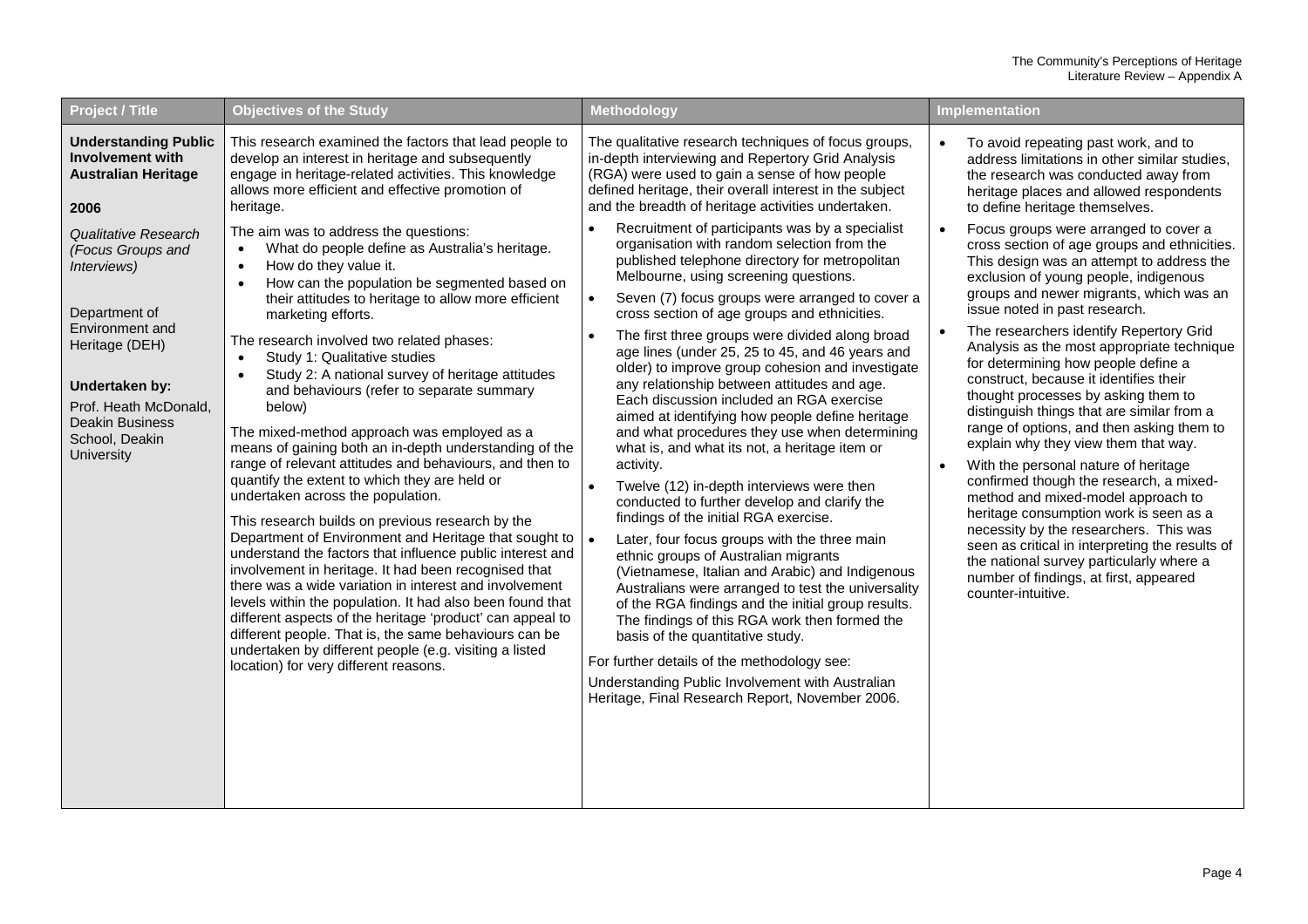| Project / Title | Objectives of the Study | Methodology | Implementation |
|---|---|---|---|
| **Understanding Public Involvement with Australian Heritage**<br><br>**2006**<br><br>*Qualitative Research (Focus Groups and Interviews)*<br><br>Department of Environment and Heritage (DEH)<br><br>**Undertaken by:**<br>Prof. Heath McDonald, Deakin Business School, Deakin University | This research examined the factors that lead people to develop an interest in heritage and subsequently engage in heritage-related activities. This knowledge allows more efficient and effective promotion of heritage.<br><br>The aim was to address the questions:<br>• What do people define as Australia's heritage.<br>• How do they value it.<br>• How can the population be segmented based on their attitudes to heritage to allow more efficient marketing efforts.<br><br>The research involved two related phases:<br>• Study 1: Qualitative studies<br>• Study 2: A national survey of heritage attitudes and behaviours (refer to separate summary below)<br><br>The mixed-method approach was employed as a means of gaining both an in-depth understanding of the range of relevant attitudes and behaviours, and then to quantify the extent to which they are held or undertaken across the population.<br><br>This research builds on previous research by the Department of Environment and Heritage that sought to understand the factors that influence public interest and involvement in heritage. It had been recognised that there was a wide variation in interest and involvement levels within the population. It had also been found that different aspects of the heritage 'product' can appeal to different people. That is, the same behaviours can be undertaken by different people (e.g. visiting a listed location) for very different reasons. | The qualitative research techniques of focus groups, in-depth interviewing and Repertory Grid Analysis (RGA) were used to gain a sense of how people defined heritage, their overall interest in the subject and the breadth of heritage activities undertaken.<br>• Recruitment of participants was by a specialist organisation with random selection from the published telephone directory for metropolitan Melbourne, using screening questions.<br>• Seven (7) focus groups were arranged to cover a cross section of age groups and ethnicities.<br>• The first three groups were divided along broad age lines (under 25, 25 to 45, and 46 years and older) to improve group cohesion and investigate any relationship between attitudes and age. Each discussion included an RGA exercise aimed at identifying how people define heritage and what procedures they use when determining what is, and what its not, a heritage item or activity.<br>• Twelve (12) in-depth interviews were then conducted to further develop and clarify the findings of the initial RGA exercise.<br>• Later, four focus groups with the three main ethnic groups of Australian migrants (Vietnamese, Italian and Arabic) and Indigenous Australians were arranged to test the universality of the RGA findings and the initial group results. The findings of this RGA work then formed the basis of the quantitative study.<br><br>For further details of the methodology see:<br>Understanding Public Involvement with Australian Heritage, Final Research Report, November 2006. | • To avoid repeating past work, and to address limitations in other similar studies, the research was conducted away from heritage places and allowed respondents to define heritage themselves.<br>• Focus groups were arranged to cover a cross section of age groups and ethnicities. This design was an attempt to address the exclusion of young people, indigenous groups and newer migrants, which was an issue noted in past research.<br>• The researchers identify Repertory Grid Analysis as the most appropriate technique for determining how people define a construct, because it identifies their thought processes by asking them to distinguish things that are similar from a range of options, and then asking them to explain why they view them that way.<br>• With the personal nature of heritage confirmed though the research, a mixed-method and mixed-model approach to heritage consumption work is seen as a necessity by the researchers. This was seen as critical in interpreting the results of the national survey particularly where a number of findings, at first, appeared counter-intuitive. |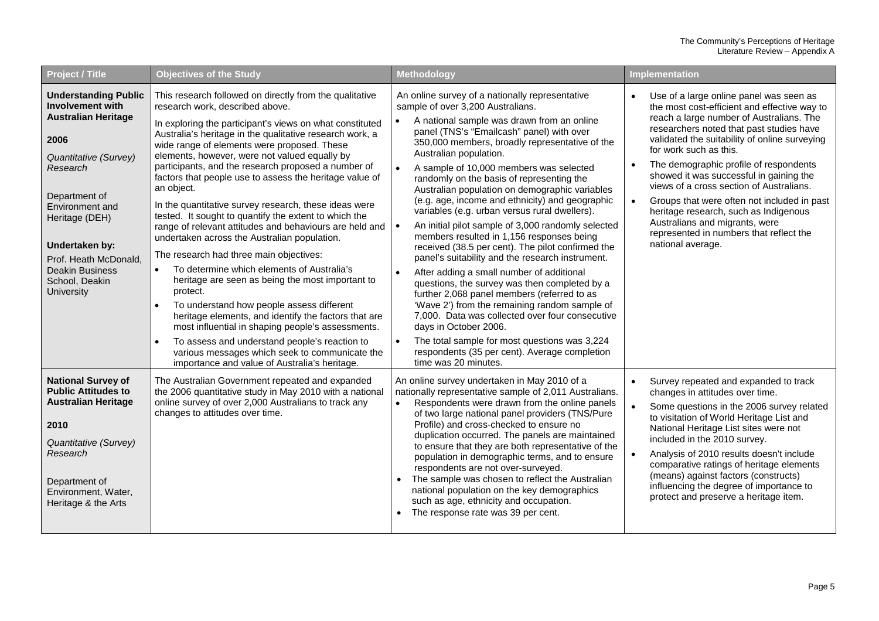| Project / Title | Objectives of the Study | Methodology | Implementation |
|---|---|---|---|
| **Understanding Public Involvement with Australian Heritage**<br><br>**2006**<br><br>*Quantitative (Survey) Research*<br><br>Department of Environment and Heritage (DEH)<br><br>**Undertaken by:**<br>Prof. Heath McDonald, Deakin Business School, Deakin University | This research followed on directly from the qualitative research work, described above.<br><br>In exploring the participant's views on what constituted Australia's heritage in the qualitative research work, a wide range of elements were proposed. These elements, however, were not valued equally by participants, and the research proposed a number of factors that people use to assess the heritage value of an object.<br><br>In the quantitative survey research, these ideas were tested. It sought to quantify the extent to which the range of relevant attitudes and behaviours are held and undertaken across the Australian population.<br><br>The research had three main objectives:<br>• To determine which elements of Australia's heritage are seen as being the most important to protect.<br>• To understand how people assess different heritage elements, and identify the factors that are most influential in shaping people's assessments.<br>• To assess and understand people's reaction to various messages which seek to communicate the importance and value of Australia's heritage. | An online survey of a nationally representative sample of over 3,200 Australians.<br>• A national sample was drawn from an online panel (TNS's "Emailcash" panel) with over 350,000 members, broadly representative of the Australian population.<br>• A sample of 10,000 members was selected randomly on the basis of representing the Australian population on demographic variables (e.g. age, income and ethnicity) and geographic variables (e.g. urban versus rural dwellers).<br>• An initial pilot sample of 3,000 randomly selected members resulted in 1,156 responses being received (38.5 per cent). The pilot confirmed the panel's suitability and the research instrument.<br>• After adding a small number of additional questions, the survey was then completed by a further 2,068 panel members (referred to as 'Wave 2') from the remaining random sample of 7,000. Data was collected over four consecutive days in October 2006.<br>• The total sample for most questions was 3,224 respondents (35 per cent). Average completion time was 20 minutes. | • Use of a large online panel was seen as the most cost-efficient and effective way to reach a large number of Australians. The researchers noted that past studies have validated the suitability of online surveying for work such as this.<br>• The demographic profile of respondents showed it was successful in gaining the views of a cross section of Australians.<br>• Groups that were often not included in past heritage research, such as Indigenous Australians and migrants, were represented in numbers that reflect the national average. |
| **National Survey of Public Attitudes to Australian Heritage**<br><br>**2010**<br><br>*Quantitative (Survey) Research*<br><br>Department of Environment, Water, Heritage & the Arts | The Australian Government repeated and expanded the 2006 quantitative study in May 2010 with a national online survey of over 2,000 Australians to track any changes to attitudes over time. | An online survey undertaken in May 2010 of a nationally representative sample of 2,011 Australians.<br>• Respondents were drawn from the online panels of two large national panel providers (TNS/Pure Profile) and cross-checked to ensure no duplication occurred. The panels are maintained to ensure that they are both representative of the population in demographic terms, and to ensure respondents are not over-surveyed.<br>• The sample was chosen to reflect the Australian national population on the key demographics such as age, ethnicity and occupation.<br>• The response rate was 39 per cent. | • Survey repeated and expanded to track changes in attitudes over time.<br>• Some questions in the 2006 survey related to visitation of World Heritage List and National Heritage List sites were not included in the 2010 survey.<br>• Analysis of 2010 results doesn't include comparative ratings of heritage elements (means) against factors (constructs) influencing the degree of importance to protect and preserve a heritage item. |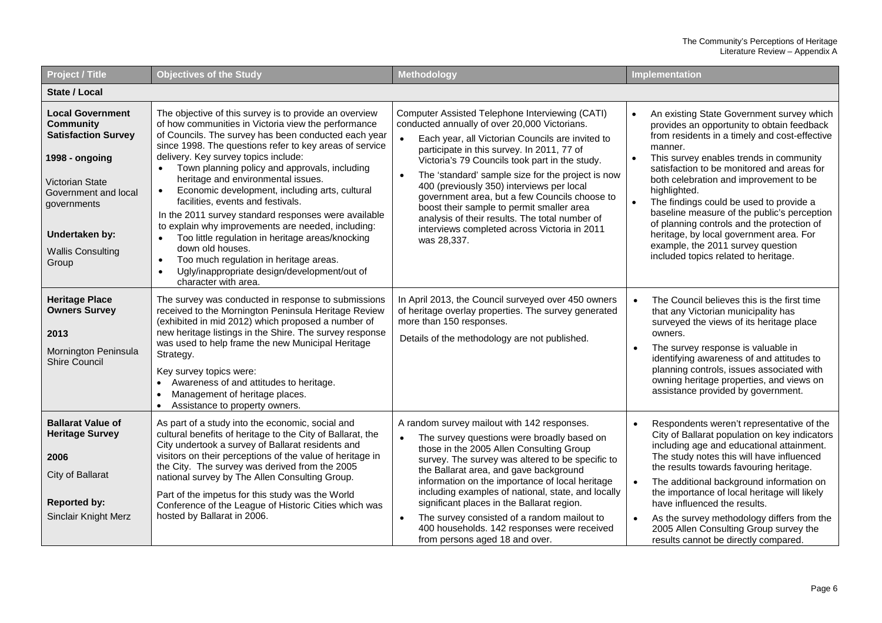| Project / Title | Objectives of the Study | Methodology | Implementation |
|---|---|---|---|
| **State / Local** | | | |
| **Local Government Community Satisfaction Survey**<br><br>**1998 - ongoing**<br><br>Victorian State Government and local governments<br><br>**Undertaken by:**<br><br>Wallis Consulting Group | The objective of this survey is to provide an overview of how communities in Victoria view the performance of Councils. The survey has been conducted each year since 1998. The questions refer to key areas of service delivery. Key survey topics include:<br>• Town planning policy and approvals, including heritage and environmental issues.<br>• Economic development, including arts, cultural facilities, events and festivals.<br>In the 2011 survey standard responses were available to explain why improvements are needed, including:<br>• Too little regulation in heritage areas/knocking down old houses.<br>• Too much regulation in heritage areas.<br>• Ugly/inappropriate design/development/out of character with area. | Computer Assisted Telephone Interviewing (CATI) conducted annually of over 20,000 Victorians.<br>• Each year, all Victorian Councils are invited to participate in this survey. In 2011, 77 of Victoria's 79 Councils took part in the study.<br>• The 'standard' sample size for the project is now 400 (previously 350) interviews per local government area, but a few Councils choose to boost their sample to permit smaller area analysis of their results. The total number of interviews completed across Victoria in 2011 was 28,337. | • An existing State Government survey which provides an opportunity to obtain feedback from residents in a timely and cost-effective manner.<br>• This survey enables trends in community satisfaction to be monitored and areas for both celebration and improvement to be highlighted.<br>• The findings could be used to provide a baseline measure of the public's perception of planning controls and the protection of heritage, by local government area. For example, the 2011 survey question included topics related to heritage. |
| **Heritage Place Owners Survey**<br><br>**2013**<br><br>Mornington Peninsula Shire Council | The survey was conducted in response to submissions received to the Mornington Peninsula Heritage Review (exhibited in mid 2012) which proposed a number of new heritage listings in the Shire. The survey response was used to help frame the new Municipal Heritage Strategy.<br>Key survey topics were:<br>• Awareness of and attitudes to heritage.<br>• Management of heritage places.<br>• Assistance to property owners. | In April 2013, the Council surveyed over 450 owners of heritage overlay properties. The survey generated more than 150 responses.<br>Details of the methodology are not published. | • The Council believes this is the first time that any Victorian municipality has surveyed the views of its heritage place owners.<br>• The survey response is valuable in identifying awareness of and attitudes to planning controls, issues associated with owning heritage properties, and views on assistance provided by government. |
| **Ballarat Value of Heritage Survey**<br><br>**2006**<br><br>City of Ballarat<br><br>**Reported by:**<br><br>Sinclair Knight Merz | As part of a study into the economic, social and cultural benefits of heritage to the City of Ballarat, the City undertook a survey of Ballarat residents and visitors on their perceptions of the value of heritage in the City. The survey was derived from the 2005 national survey by The Allen Consulting Group.<br>Part of the impetus for this study was the World Conference of the League of Historic Cities which was hosted by Ballarat in 2006. | A random survey mailout with 142 responses.<br>• The survey questions were broadly based on those in the 2005 Allen Consulting Group survey. The survey was altered to be specific to the Ballarat area, and gave background information on the importance of local heritage including examples of national, state, and locally significant places in the Ballarat region.<br>• The survey consisted of a random mailout to 400 households. 142 responses were received from persons aged 18 and over. | • Respondents weren't representative of the City of Ballarat population on key indicators including age and educational attainment. The study notes this will have influenced the results towards favouring heritage.<br>• The additional background information on the importance of local heritage will likely have influenced the results.<br>• As the survey methodology differs from the 2005 Allen Consulting Group survey the results cannot be directly compared. |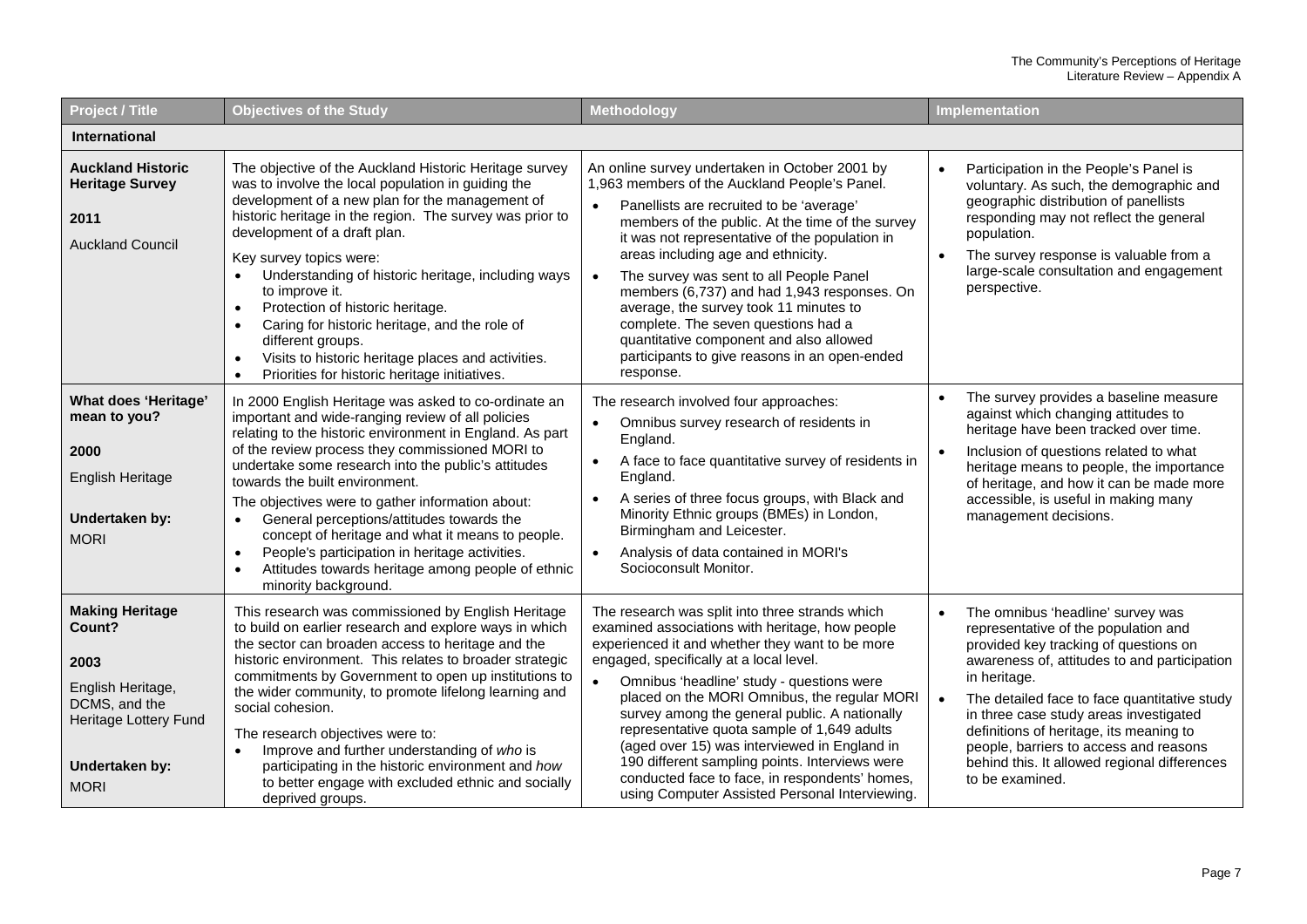| Project / Title | Objectives of the Study | Methodology | Implementation |
|---|---|---|---|
| **International** | | | |
| **Auckland Historic Heritage Survey**<br><br>**2011**<br><br>Auckland Council | The objective of the Auckland Historic Heritage survey was to involve the local population in guiding the development of a new plan for the management of historic heritage in the region. The survey was prior to development of a draft plan.<br><br>Key survey topics were:<br>• Understanding of historic heritage, including ways to improve it.<br>• Protection of historic heritage.<br>• Caring for historic heritage, and the role of different groups.<br>• Visits to historic heritage places and activities.<br>• Priorities for historic heritage initiatives. | An online survey undertaken in October 2001 by 1,963 members of the Auckland People's Panel.<br>• Panellists are recruited to be 'average' members of the public. At the time of the survey it was not representative of the population in areas including age and ethnicity.<br>• The survey was sent to all People Panel members (6,737) and had 1,943 responses. On average, the survey took 11 minutes to complete. The seven questions had a quantitative component and also allowed participants to give reasons in an open-ended response. | • Participation in the People's Panel is voluntary. As such, the demographic and geographic distribution of panellists responding may not reflect the general population.<br>• The survey response is valuable from a large-scale consultation and engagement perspective. |
| **What does 'Heritage' mean to you?**<br><br>**2000**<br><br>English Heritage<br><br>**Undertaken by:**<br>MORI | In 2000 English Heritage was asked to co-ordinate an important and wide-ranging review of all policies relating to the historic environment in England. As part of the review process they commissioned MORI to undertake some research into the public's attitudes towards the built environment.<br><br>The objectives were to gather information about:<br>• General perceptions/attitudes towards the concept of heritage and what it means to people.<br>• People's participation in heritage activities.<br>• Attitudes towards heritage among people of ethnic minority background. | The research involved four approaches:<br>• Omnibus survey research of residents in England.<br>• A face to face quantitative survey of residents in England.<br>• A series of three focus groups, with Black and Minority Ethnic groups (BMEs) in London, Birmingham and Leicester.<br>• Analysis of data contained in MORI's Socioconsult Monitor. | • The survey provides a baseline measure against which changing attitudes to heritage have been tracked over time.<br>• Inclusion of questions related to what heritage means to people, the importance of heritage, and how it can be made more accessible, is useful in making many management decisions. |
| **Making Heritage Count?**<br><br>**2003**<br><br>English Heritage, DCMS, and the Heritage Lottery Fund<br><br>**Undertaken by:**<br>MORI | This research was commissioned by English Heritage to build on earlier research and explore ways in which the sector can broaden access to heritage and the historic environment. This relates to broader strategic commitments by Government to open up institutions to the wider community, to promote lifelong learning and social cohesion.<br><br>The research objectives were to:<br>• Improve and further understanding of *who* is participating in the historic environment and *how* to better engage with excluded ethnic and socially deprived groups. | The research was split into three strands which examined associations with heritage, how people experienced it and whether they want to be more engaged, specifically at a local level.<br>• Omnibus 'headline' study - questions were placed on the MORI Omnibus, the regular MORI survey among the general public. A nationally representative quota sample of 1,649 adults (aged over 15) was interviewed in England in 190 different sampling points. Interviews were conducted face to face, in respondents' homes, using Computer Assisted Personal Interviewing. | • The omnibus 'headline' survey was representative of the population and provided key tracking of questions on awareness of, attitudes to and participation in heritage.<br>• The detailed face to face quantitative study in three case study areas investigated definitions of heritage, its meaning to people, barriers to access and reasons behind this. It allowed regional differences to be examined. |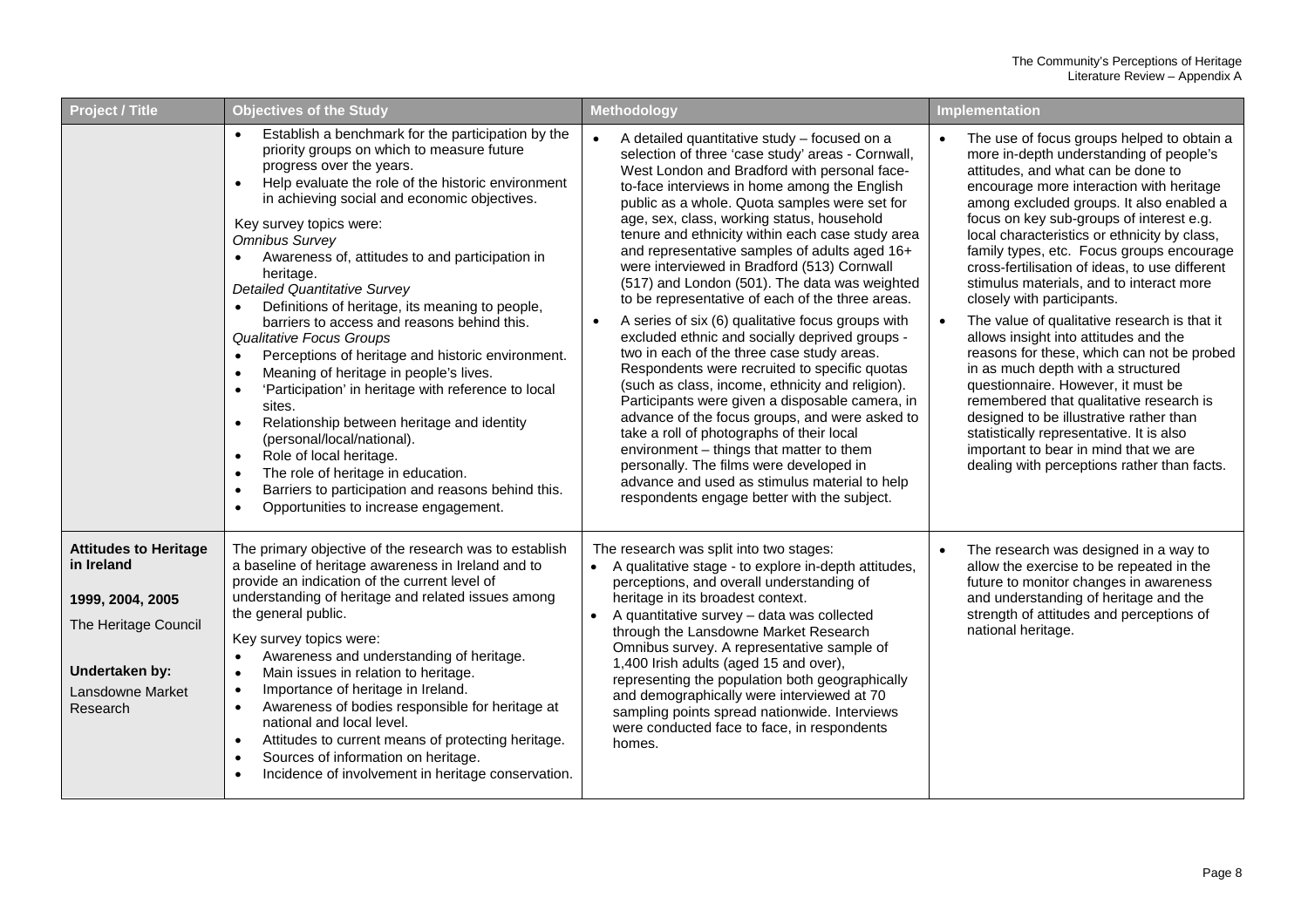| Project / Title | Objectives of the Study | Methodology | Implementation |
|---|---|---|---|
| | • Establish a benchmark for the participation by the priority groups on which to measure future progress over the years.<br>• Help evaluate the role of the historic environment in achieving social and economic objectives.<br><br>Key survey topics were:<br>*Omnibus Survey*<br>• Awareness of, attitudes to and participation in heritage.<br>*Detailed Quantitative Survey*<br>• Definitions of heritage, its meaning to people, barriers to access and reasons behind this.<br>*Qualitative Focus Groups*<br>• Perceptions of heritage and historic environment.<br>• Meaning of heritage in people's lives.<br>• 'Participation' in heritage with reference to local sites.<br>• Relationship between heritage and identity (personal/local/national).<br>• Role of local heritage.<br>• The role of heritage in education.<br>• Barriers to participation and reasons behind this.<br>• Opportunities to increase engagement. | • A detailed quantitative study – focused on a selection of three 'case study' areas - Cornwall, West London and Bradford with personal face-to-face interviews in home among the English public as a whole. Quota samples were set for age, sex, class, working status, household tenure and ethnicity within each case study area and representative samples of adults aged 16+ were interviewed in Bradford (513) Cornwall (517) and London (501). The data was weighted to be representative of each of the three areas.<br>• A series of six (6) qualitative focus groups with excluded ethnic and socially deprived groups - two in each of the three case study areas. Respondents were recruited to specific quotas (such as class, income, ethnicity and religion). Participants were given a disposable camera, in advance of the focus groups, and were asked to take a roll of photographs of their local environment – things that matter to them personally. The films were developed in advance and used as stimulus material to help respondents engage better with the subject. | • The use of focus groups helped to obtain a more in-depth understanding of people's attitudes, and what can be done to encourage more interaction with heritage among excluded groups. It also enabled a focus on key sub-groups of interest e.g. local characteristics or ethnicity by class, family types, etc. Focus groups encourage cross-fertilisation of ideas, to use different stimulus materials, and to interact more closely with participants.<br>• The value of qualitative research is that it allows insight into attitudes and the reasons for these, which can not be probed in as much depth with a structured questionnaire. However, it must be remembered that qualitative research is designed to be illustrative rather than statistically representative. It is also important to bear in mind that we are dealing with perceptions rather than facts. |
| **Attitudes to Heritage in Ireland**<br><br>**1999, 2004, 2005**<br><br>The Heritage Council<br><br>**Undertaken by:**<br>Lansdowne Market Research | The primary objective of the research was to establish a baseline of heritage awareness in Ireland and to provide an indication of the current level of understanding of heritage and related issues among the general public.<br><br>Key survey topics were:<br>• Awareness and understanding of heritage.<br>• Main issues in relation to heritage.<br>• Importance of heritage in Ireland.<br>• Awareness of bodies responsible for heritage at national and local level.<br>• Attitudes to current means of protecting heritage.<br>• Sources of information on heritage.<br>• Incidence of involvement in heritage conservation. | The research was split into two stages:<br>• A qualitative stage - to explore in-depth attitudes, perceptions, and overall understanding of heritage in its broadest context.<br>• A quantitative survey – data was collected through the Lansdowne Market Research Omnibus survey. A representative sample of 1,400 Irish adults (aged 15 and over), representing the population both geographically and demographically were interviewed at 70 sampling points spread nationwide. Interviews were conducted face to face, in respondents homes. | • The research was designed in a way to allow the exercise to be repeated in the future to monitor changes in awareness and understanding of heritage and the strength of attitudes and perceptions of national heritage. |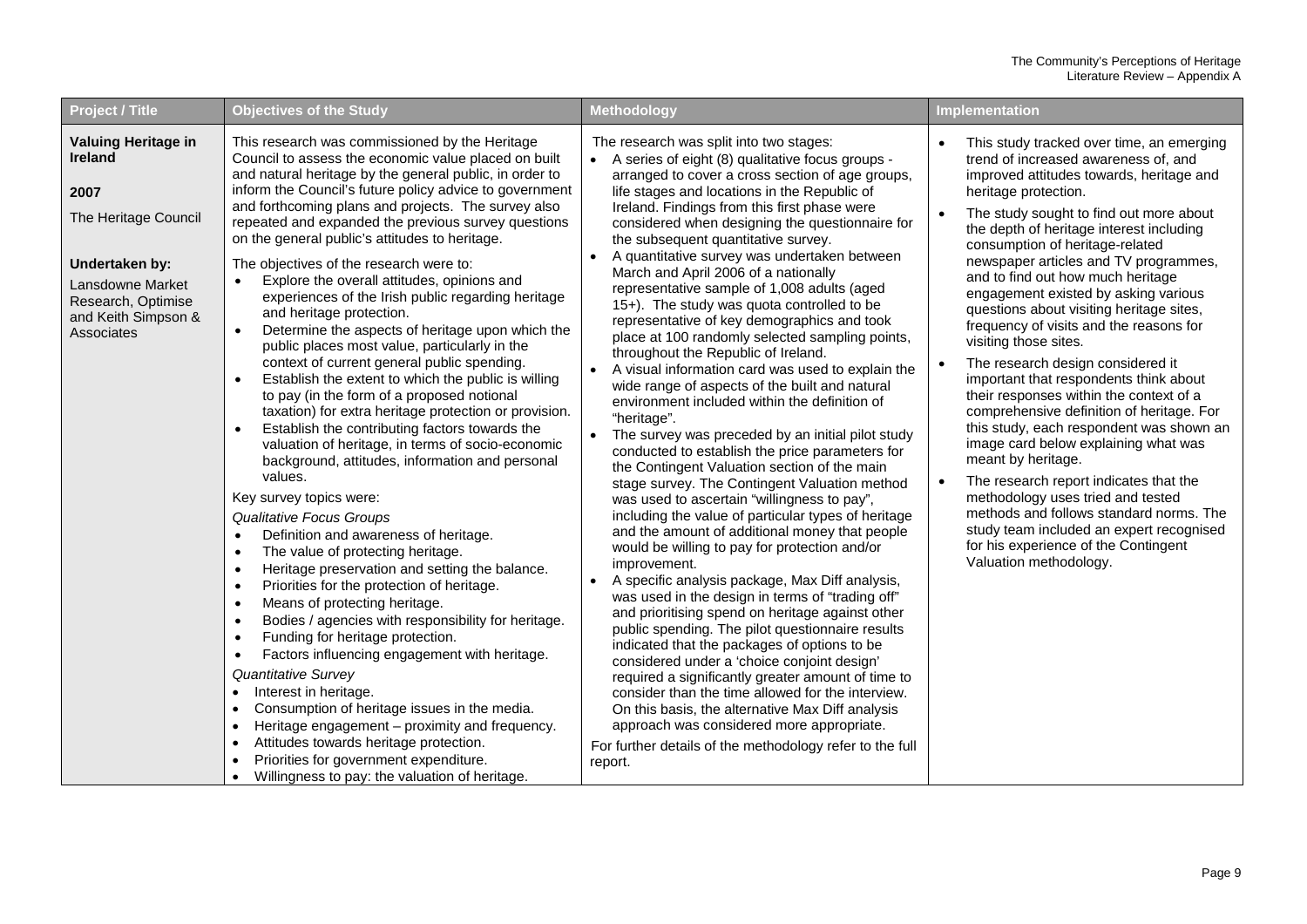| Project / Title | Objectives of the Study | Methodology | Implementation |
|---|---|---|---|
| **Valuing Heritage in Ireland**<br><br>**2007**<br><br>The Heritage Council<br><br>**Undertaken by:**<br>Lansdowne Market Research, Optimise and Keith Simpson & Associates | This research was commissioned by the Heritage Council to assess the economic value placed on built and natural heritage by the general public, in order to inform the Council's future policy advice to government and forthcoming plans and projects. The survey also repeated and expanded the previous survey questions on the general public's attitudes to heritage.<br><br>The objectives of the research were to:<br>• Explore the overall attitudes, opinions and experiences of the Irish public regarding heritage and heritage protection.<br>• Determine the aspects of heritage upon which the public places most value, particularly in the context of current general public spending.<br>• Establish the extent to which the public is willing to pay (in the form of a proposed notional taxation) for extra heritage protection or provision.<br>• Establish the contributing factors towards the valuation of heritage, in terms of socio-economic background, attitudes, information and personal values.<br><br>Key survey topics were:<br>*Qualitative Focus Groups*<br>• Definition and awareness of heritage.<br>• The value of protecting heritage.<br>• Heritage preservation and setting the balance.<br>• Priorities for the protection of heritage.<br>• Means of protecting heritage.<br>• Bodies / agencies with responsibility for heritage.<br>• Funding for heritage protection.<br>• Factors influencing engagement with heritage.<br>*Quantitative Survey*<br>• Interest in heritage.<br>• Consumption of heritage issues in the media.<br>• Heritage engagement – proximity and frequency.<br>• Attitudes towards heritage protection.<br>• Priorities for government expenditure.<br>• Willingness to pay: the valuation of heritage. | The research was split into two stages:<br>• A series of eight (8) qualitative focus groups - arranged to cover a cross section of age groups, life stages and locations in the Republic of Ireland. Findings from this first phase were considered when designing the questionnaire for the subsequent quantitative survey.<br>• A quantitative survey was undertaken between March and April 2006 of a nationally representative sample of 1,008 adults (aged 15+). The study was quota controlled to be representative of key demographics and took place at 100 randomly selected sampling points, throughout the Republic of Ireland.<br>• A visual information card was used to explain the wide range of aspects of the built and natural environment included within the definition of "heritage".<br>• The survey was preceded by an initial pilot study conducted to establish the price parameters for the Contingent Valuation section of the main stage survey. The Contingent Valuation method was used to ascertain "willingness to pay", including the value of particular types of heritage and the amount of additional money that people would be willing to pay for protection and/or improvement.<br>• A specific analysis package, Max Diff analysis, was used in the design in terms of "trading off" and prioritising spend on heritage against other public spending. The pilot questionnaire results indicated that the packages of options to be considered under a 'choice conjoint design' required a significantly greater amount of time to consider than the time allowed for the interview. On this basis, the alternative Max Diff analysis approach was considered more appropriate.<br><br>For further details of the methodology refer to the full report. | • This study tracked over time, an emerging trend of increased awareness of, and improved attitudes towards, heritage and heritage protection.<br>• The study sought to find out more about the depth of heritage interest including consumption of heritage-related newspaper articles and TV programmes, and to find out how much heritage engagement existed by asking various questions about visiting heritage sites, frequency of visits and the reasons for visiting those sites.<br>• The research design considered it important that respondents think about their responses within the context of a comprehensive definition of heritage. For this study, each respondent was shown an image card below explaining what was meant by heritage.<br>• The research report indicates that the methodology uses tried and tested methods and follows standard norms. The study team included an expert recognised for his experience of the Contingent Valuation methodology. |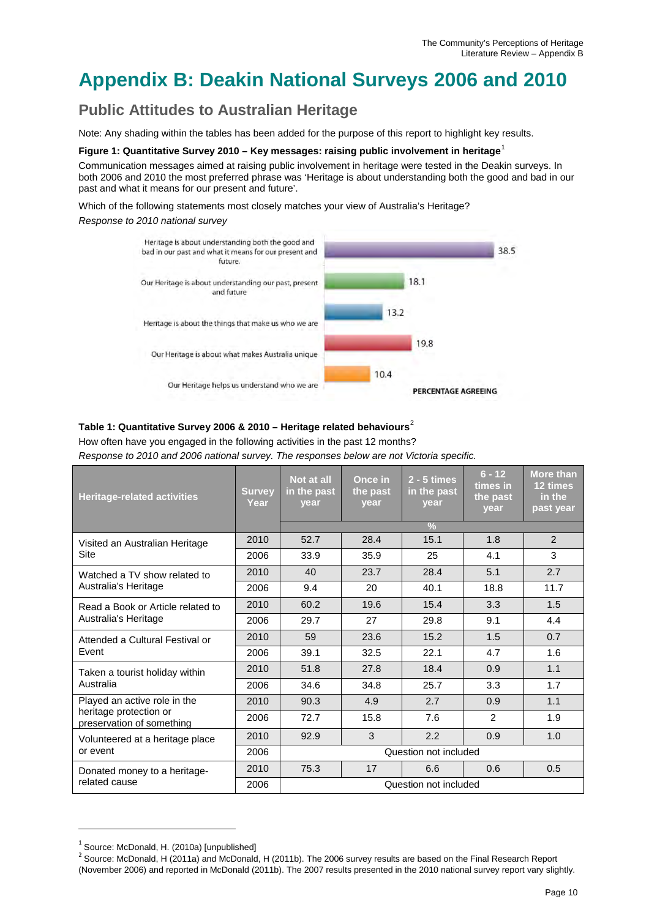# Appendix B: Deakin National Surveys 2006 and 2010

## Public Attitudes to Australian Heritage

Note: Any shading within the tables has been added for the purpose of this report to highlight key results.

**Figure 1: Quantitative Survey 2010 – Key messages: raising public involvement in heritage**[1]

Communication messages aimed at raising public involvement in heritage were tested in the Deakin surveys. In both 2006 and 2010 the most preferred phrase was 'Heritage is about understanding both the good and bad in our past and what it means for our present and future'.

Which of the following statements most closely matches your view of Australia's Heritage?

*Response to 2010 national survey*

| Statement | Percentage agreeing |
|---|---|
| Heritage is about understanding both the good and bad in our past and what it means for our present and future. | 38.5 |
| Our Heritage is about understanding our past, present and future | 18.1 |
| Heritage is about the things that make us who we are | 13.2 |
| Our Heritage is about what makes Australia unique | 19.8 |
| Our Heritage helps us understand who we are | 10.4 |

**Table 1: Quantitative Survey 2006 & 2010 – Heritage related behaviours**[2]

How often have you engaged in the following activities in the past 12 months?

*Response to 2010 and 2006 national survey. The responses below are not Victoria specific.*

| Heritage-related activities | Survey Year | Not at all in the past year | Once in the past year | 2 - 5 times in the past year | 6 - 12 times in the past year | More than 12 times in the past year |
|---|---|---|---|---|---|---|
| | | % | | | | |
| Visited an Australian Heritage Site | 2010 | 52.7 | 28.4 | 15.1 | 1.8 | 2 |
| | 2006 | 33.9 | 35.9 | 25 | 4.1 | 3 |
| Watched a TV show related to Australia's Heritage | 2010 | 40 | 23.7 | 28.4 | 5.1 | 2.7 |
| | 2006 | 9.4 | 20 | 40.1 | 18.8 | 11.7 |
| Read a Book or Article related to Australia's Heritage | 2010 | 60.2 | 19.6 | 15.4 | 3.3 | 1.5 |
| | 2006 | 29.7 | 27 | 29.8 | 9.1 | 4.4 |
| Attended a Cultural Festival or Event | 2010 | 59 | 23.6 | 15.2 | 1.5 | 0.7 |
| | 2006 | 39.1 | 32.5 | 22.1 | 4.7 | 1.6 |
| Taken a tourist holiday within Australia | 2010 | 51.8 | 27.8 | 18.4 | 0.9 | 1.1 |
| | 2006 | 34.6 | 34.8 | 25.7 | 3.3 | 1.7 |
| Played an active role in the heritage protection or preservation of something | 2010 | 90.3 | 4.9 | 2.7 | 0.9 | 1.1 |
| | 2006 | 72.7 | 15.8 | 7.6 | 2 | 1.9 |
| Volunteered at a heritage place or event | 2010 | 92.9 | 3 | 2.2 | 0.9 | 1.0 |
| | 2006 | Question not included | | | | |
| Donated money to a heritage-related cause | 2010 | 75.3 | 17 | 6.6 | 0.6 | 0.5 |
| | 2006 | Question not included | | | | |

[1] Source: McDonald, H. (2010a) [unpublished]

[2] Source: McDonald, H (2011a) and McDonald, H (2011b). The 2006 survey results are based on the Final Research Report (November 2006) and reported in McDonald (2011b). The 2007 results presented in the 2010 national survey report vary slightly.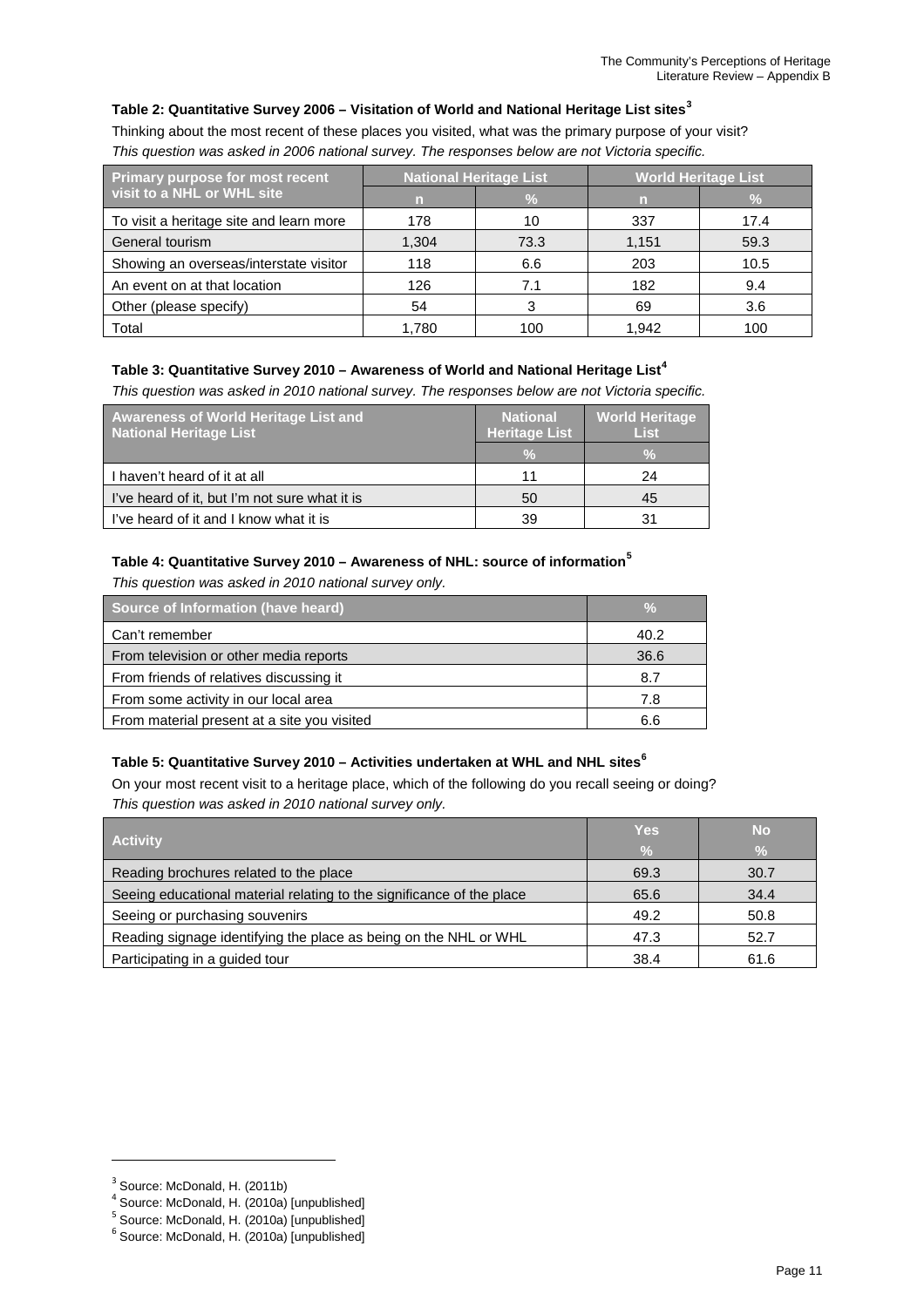**Table 2: Quantitative Survey 2006 – Visitation of World and National Heritage List sites[3]**

Thinking about the most recent of these places you visited, what was the primary purpose of your visit?

*This question was asked in 2006 national survey. The responses below are not Victoria specific.*

| Primary purpose for most recent visit to a NHL or WHL site | National Heritage List | | World Heritage List | |
|---|---|---|---|---|
| | n | % | n | % |
| To visit a heritage site and learn more | 178 | 10 | 337 | 17.4 |
| General tourism | 1,304 | 73.3 | 1,151 | 59.3 |
| Showing an overseas/interstate visitor | 118 | 6.6 | 203 | 10.5 |
| An event on at that location | 126 | 7.1 | 182 | 9.4 |
| Other (please specify) | 54 | 3 | 69 | 3.6 |
| Total | 1,780 | 100 | 1,942 | 100 |

**Table 3: Quantitative Survey 2010 – Awareness of World and National Heritage List[4]**

*This question was asked in 2010 national survey. The responses below are not Victoria specific.*

| Awareness of World Heritage List and National Heritage List | National Heritage List | World Heritage List |
|---|---|---|
| | % | % |
| I haven't heard of it at all | 11 | 24 |
| I've heard of it, but I'm not sure what it is | 50 | 45 |
| I've heard of it and I know what it is | 39 | 31 |

**Table 4: Quantitative Survey 2010 – Awareness of NHL: source of information[5]**

*This question was asked in 2010 national survey only.*

| Source of Information (have heard) | % |
|---|---|
| Can't remember | 40.2 |
| From television or other media reports | 36.6 |
| From friends of relatives discussing it | 8.7 |
| From some activity in our local area | 7.8 |
| From material present at a site you visited | 6.6 |

**Table 5: Quantitative Survey 2010 – Activities undertaken at WHL and NHL sites[6]**

On your most recent visit to a heritage place, which of the following do you recall seeing or doing?

*This question was asked in 2010 national survey only.*

| Activity | Yes | No |
|---|---|---|
| | % | % |
| Reading brochures related to the place | 69.3 | 30.7 |
| Seeing educational material relating to the significance of the place | 65.6 | 34.4 |
| Seeing or purchasing souvenirs | 49.2 | 50.8 |
| Reading signage identifying the place as being on the NHL or WHL | 47.3 | 52.7 |
| Participating in a guided tour | 38.4 | 61.6 |

[3] Source: McDonald, H. (2011b)
[4] Source: McDonald, H. (2010a) [unpublished]
[5] Source: McDonald, H. (2010a) [unpublished]
[6] Source: McDonald, H. (2010a) [unpublished]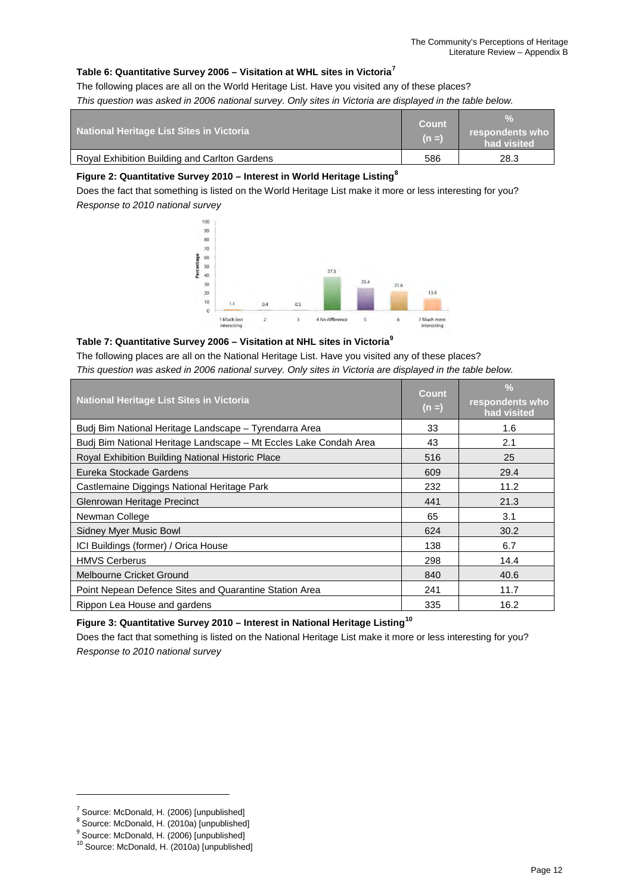**Table 6: Quantitative Survey 2006 – Visitation at WHL sites in Victoria**[7]

The following places are all on the World Heritage List. Have you visited any of these places?

*This question was asked in 2006 national survey. Only sites in Victoria are displayed in the table below.*

| National Heritage List Sites in Victoria | Count (n =) | % respondents who had visited |
|---|---|---|
| Royal Exhibition Building and Carlton Gardens | 586 | 28.3 |

**Figure 2: Quantitative Survey 2010 – Interest in World Heritage Listing**[8]

Does the fact that something is listed on the World Heritage List make it more or less interesting for you?

*Response to 2010 national survey*

**Table 7: Quantitative Survey 2006 – Visitation at NHL sites in Victoria**[9]

The following places are all on the National Heritage List. Have you visited any of these places?

*This question was asked in 2006 national survey. Only sites in Victoria are displayed in the table below.*

| National Heritage List Sites in Victoria | Count (n =) | % respondents who had visited |
|---|---|---|
| Budj Bim National Heritage Landscape – Tyrendarra Area | 33 | 1.6 |
| Budj Bim National Heritage Landscape – Mt Eccles Lake Condah Area | 43 | 2.1 |
| Royal Exhibition Building National Historic Place | 516 | 25 |
| Eureka Stockade Gardens | 609 | 29.4 |
| Castlemaine Diggings National Heritage Park | 232 | 11.2 |
| Glenrowan Heritage Precinct | 441 | 21.3 |
| Newman College | 65 | 3.1 |
| Sidney Myer Music Bowl | 624 | 30.2 |
| ICI Buildings (former) / Orica House | 138 | 6.7 |
| HMVS Cerberus | 298 | 14.4 |
| Melbourne Cricket Ground | 840 | 40.6 |
| Point Nepean Defence Sites and Quarantine Station Area | 241 | 11.7 |
| Rippon Lea House and gardens | 335 | 16.2 |

**Figure 3: Quantitative Survey 2010 – Interest in National Heritage Listing**[10]

Does the fact that something is listed on the National Heritage List make it more or less interesting for you?

*Response to 2010 national survey*

---

[7] Source: McDonald, H. (2006) [unpublished]

[8] Source: McDonald, H. (2010a) [unpublished]

[9] Source: McDonald, H. (2006) [unpublished]

[10] Source: McDonald, H. (2010a) [unpublished]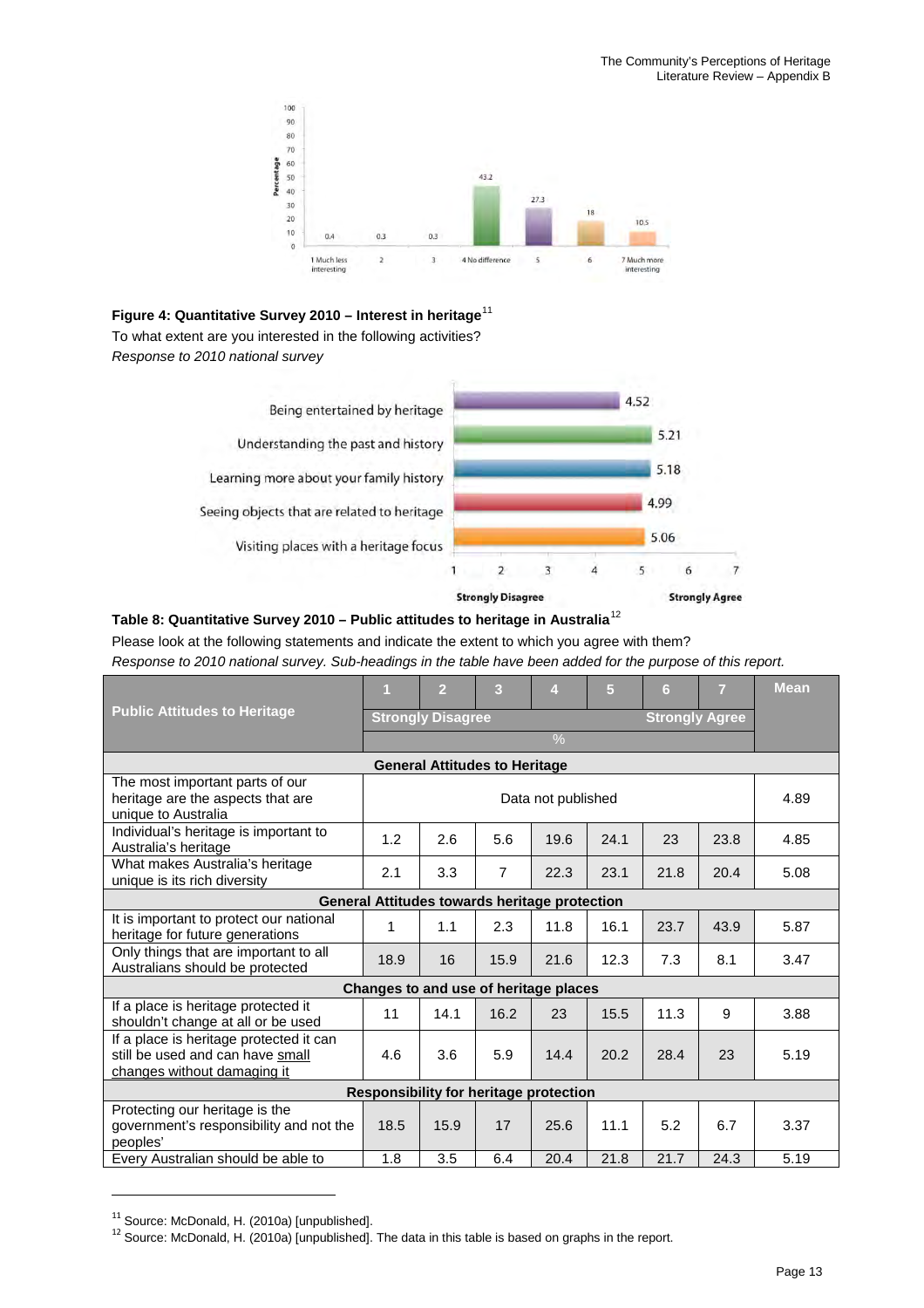**Figure 4: Quantitative Survey 2010 – Interest in heritage**[11]

To what extent are you interested in the following activities?

*Response to 2010 national survey*

**Table 8: Quantitative Survey 2010 – Public attitudes to heritage in Australia**[12]

Please look at the following statements and indicate the extent to which you agree with them?

*Response to 2010 national survey. Sub-headings in the table have been added for the purpose of this report.*

| Public Attitudes to Heritage | 1 | 2 | 3 | 4 | 5 | 6 | 7 | Mean |
|---|---|---|---|---|---|---|---|---|
| | Strongly Disagree | | | | | | Strongly Agree | |
| | % | | | | | | | |
| **General Attitudes to Heritage** | | | | | | | | |
| The most important parts of our heritage are the aspects that are unique to Australia | Data not published | | | | | | | 4.89 |
| Individual's heritage is important to Australia's heritage | 1.2 | 2.6 | 5.6 | 19.6 | 24.1 | 23 | 23.8 | 4.85 |
| What makes Australia's heritage unique is its rich diversity | 2.1 | 3.3 | 7 | 22.3 | 23.1 | 21.8 | 20.4 | 5.08 |
| **General Attitudes towards heritage protection** | | | | | | | | |
| It is important to protect our national heritage for future generations | 1 | 1.1 | 2.3 | 11.8 | 16.1 | 23.7 | 43.9 | 5.87 |
| Only things that are important to all Australians should be protected | 18.9 | 16 | 15.9 | 21.6 | 12.3 | 7.3 | 8.1 | 3.47 |
| **Changes to and use of heritage places** | | | | | | | | |
| If a place is heritage protected it shouldn't change at all or be used | 11 | 14.1 | 16.2 | 23 | 15.5 | 11.3 | 9 | 3.88 |
| If a place is heritage protected it can still be used and can have small changes without damaging it | 4.6 | 3.6 | 5.9 | 14.4 | 20.2 | 28.4 | 23 | 5.19 |
| **Responsibility for heritage protection** | | | | | | | | |
| Protecting our heritage is the government's responsibility and not the peoples' | 18.5 | 15.9 | 17 | 25.6 | 11.1 | 5.2 | 6.7 | 3.37 |
| Every Australian should be able to | 1.8 | 3.5 | 6.4 | 20.4 | 21.8 | 21.7 | 24.3 | 5.19 |

[11] Source: McDonald, H. (2010a) [unpublished].

[12] Source: McDonald, H. (2010a) [unpublished]. The data in this table is based on graphs in the report.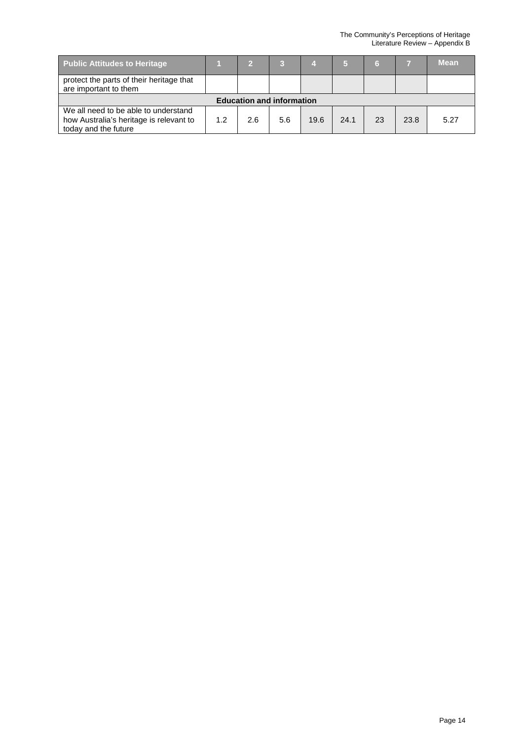| Public Attitudes to Heritage | 1 | 2 | 3 | 4 | 5 | 6 | 7 | Mean |
|---|---|---|---|---|---|---|---|---|
| protect the parts of their heritage that are important to them | | | | | | | | |
| **Education and information** | | | | | | | | |
| We all need to be able to understand how Australia's heritage is relevant to today and the future | 1.2 | 2.6 | 5.6 | 19.6 | 24.1 | 23 | 23.8 | 5.27 |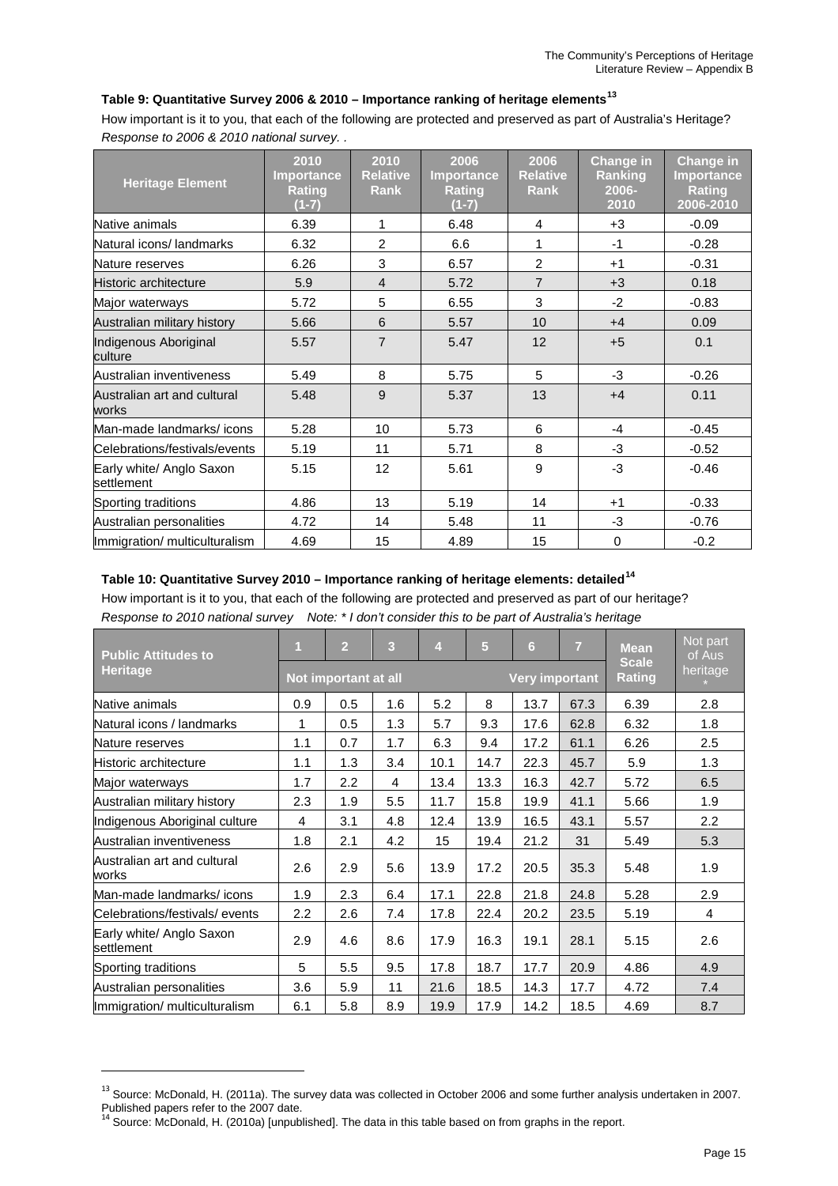#### Table 9: Quantitative Survey 2006 & 2010 – Importance ranking of heritage elements[13]

How important is it to you, that each of the following are protected and preserved as part of Australia's Heritage? *Response to 2006 & 2010 national survey. .*

| Heritage Element | 2010 Importance Rating (1-7) | 2010 Relative Rank | 2006 Importance Rating (1-7) | 2006 Relative Rank | Change in Ranking 2006-2010 | Change in Importance Rating 2006-2010 |
|---|---|---|---|---|---|---|
| Native animals | 6.39 | 1 | 6.48 | 4 | +3 | -0.09 |
| Natural icons/ landmarks | 6.32 | 2 | 6.6 | 1 | -1 | -0.28 |
| Nature reserves | 6.26 | 3 | 6.57 | 2 | +1 | -0.31 |
| Historic architecture | 5.9 | 4 | 5.72 | 7 | +3 | 0.18 |
| Major waterways | 5.72 | 5 | 6.55 | 3 | -2 | -0.83 |
| Australian military history | 5.66 | 6 | 5.57 | 10 | +4 | 0.09 |
| Indigenous Aboriginal culture | 5.57 | 7 | 5.47 | 12 | +5 | 0.1 |
| Australian inventiveness | 5.49 | 8 | 5.75 | 5 | -3 | -0.26 |
| Australian art and cultural works | 5.48 | 9 | 5.37 | 13 | +4 | 0.11 |
| Man-made landmarks/ icons | 5.28 | 10 | 5.73 | 6 | -4 | -0.45 |
| Celebrations/festivals/events | 5.19 | 11 | 5.71 | 8 | -3 | -0.52 |
| Early white/ Anglo Saxon settlement | 5.15 | 12 | 5.61 | 9 | -3 | -0.46 |
| Sporting traditions | 4.86 | 13 | 5.19 | 14 | +1 | -0.33 |
| Australian personalities | 4.72 | 14 | 5.48 | 11 | -3 | -0.76 |
| Immigration/ multiculturalism | 4.69 | 15 | 4.89 | 15 | 0 | -0.2 |

#### Table 10: Quantitative Survey 2010 – Importance ranking of heritage elements: detailed[14]

How important is it to you, that each of the following are protected and preserved as part of our heritage? *Response to 2010 national survey   Note: \* I don't consider this to be part of Australia's heritage*

| Public Attitudes to Heritage | 1 | 2 | 3 | 4 | 5 | 6 | 7 | Mean Scale Rating | Not part of Aus heritage * |
|---|---|---|---|---|---|---|---|---|---|
| | Not important at all | | | | | Very important | | | |
| Native animals | 0.9 | 0.5 | 1.6 | 5.2 | 8 | 13.7 | 67.3 | 6.39 | 2.8 |
| Natural icons / landmarks | 1 | 0.5 | 1.3 | 5.7 | 9.3 | 17.6 | 62.8 | 6.32 | 1.8 |
| Nature reserves | 1.1 | 0.7 | 1.7 | 6.3 | 9.4 | 17.2 | 61.1 | 6.26 | 2.5 |
| Historic architecture | 1.1 | 1.3 | 3.4 | 10.1 | 14.7 | 22.3 | 45.7 | 5.9 | 1.3 |
| Major waterways | 1.7 | 2.2 | 4 | 13.4 | 13.3 | 16.3 | 42.7 | 5.72 | 6.5 |
| Australian military history | 2.3 | 1.9 | 5.5 | 11.7 | 15.8 | 19.9 | 41.1 | 5.66 | 1.9 |
| Indigenous Aboriginal culture | 4 | 3.1 | 4.8 | 12.4 | 13.9 | 16.5 | 43.1 | 5.57 | 2.2 |
| Australian inventiveness | 1.8 | 2.1 | 4.2 | 15 | 19.4 | 21.2 | 31 | 5.49 | 5.3 |
| Australian art and cultural works | 2.6 | 2.9 | 5.6 | 13.9 | 17.2 | 20.5 | 35.3 | 5.48 | 1.9 |
| Man-made landmarks/ icons | 1.9 | 2.3 | 6.4 | 17.1 | 22.8 | 21.8 | 24.8 | 5.28 | 2.9 |
| Celebrations/festivals/ events | 2.2 | 2.6 | 7.4 | 17.8 | 22.4 | 20.2 | 23.5 | 5.19 | 4 |
| Early white/ Anglo Saxon settlement | 2.9 | 4.6 | 8.6 | 17.9 | 16.3 | 19.1 | 28.1 | 5.15 | 2.6 |
| Sporting traditions | 5 | 5.5 | 9.5 | 17.8 | 18.7 | 17.7 | 20.9 | 4.86 | 4.9 |
| Australian personalities | 3.6 | 5.9 | 11 | 21.6 | 18.5 | 14.3 | 17.7 | 4.72 | 7.4 |
| Immigration/ multiculturalism | 6.1 | 5.8 | 8.9 | 19.9 | 17.9 | 14.2 | 18.5 | 4.69 | 8.7 |

[13] Source: McDonald, H. (2011a). The survey data was collected in October 2006 and some further analysis undertaken in 2007. Published papers refer to the 2007 date.

[14] Source: McDonald, H. (2010a) [unpublished]. The data in this table based on from graphs in the report.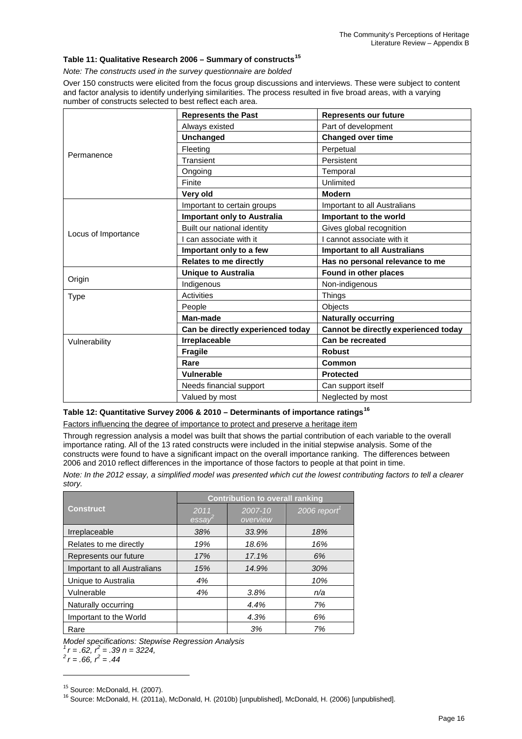### Table 11: Qualitative Research 2006 – Summary of constructs[15]

*Note: The constructs used in the survey questionnaire are bolded*

Over 150 constructs were elicited from the focus group discussions and interviews. These were subject to content and factor analysis to identify underlying similarities. The process resulted in five broad areas, with a varying number of constructs selected to best reflect each area.

| | **Represents the Past** | **Represents our future** |
|---|---|---|
| Permanence | Always existed | Part of development |
| | **Unchanged** | **Changed over time** |
| | Fleeting | Perpetual |
| | Transient | Persistent |
| | Ongoing | Temporal |
| | Finite | Unlimited |
| | **Very old** | **Modern** |
| Locus of Importance | Important to certain groups | Important to all Australians |
| | **Important only to Australia** | **Important to the world** |
| | Built our national identity | Gives global recognition |
| | I can associate with it | I cannot associate with it |
| | **Important only to a few** | **Important to all Australians** |
| | **Relates to me directly** | **Has no personal relevance to me** |
| Origin | **Unique to Australia** | **Found in other places** |
| | Indigenous | Non-indigenous |
| Type | Activities | Things |
| | People | Objects |
| | **Man-made** | **Naturally occurring** |
| | **Can be directly experienced today** | **Cannot be directly experienced today** |
| Vulnerability | **Irreplaceable** | **Can be recreated** |
| | **Fragile** | **Robust** |
| | **Rare** | **Common** |
| | **Vulnerable** | **Protected** |
| | Needs financial support | Can support itself |
| | Valued by most | Neglected by most |

### Table 12: Quantitative Survey 2006 & 2010 – Determinants of importance ratings[16]

<u>Factors influencing the degree of importance to protect and preserve a heritage item</u>

Through regression analysis a model was built that shows the partial contribution of each variable to the overall importance rating. All of the 13 rated constructs were included in the initial stepwise analysis. Some of the constructs were found to have a significant impact on the overall importance ranking. The differences between 2006 and 2010 reflect differences in the importance of those factors to people at that point in time.

*Note: In the 2012 essay, a simplified model was presented which cut the lowest contributing factors to tell a clearer story.*

| Construct | Contribution to overall ranking | | |
|---|---|---|---|
| | *2011 essay[2]* | *2007-10 overview* | *2006 report[1]* |
| Irreplaceable | *38%* | *33.9%* | *18%* |
| Relates to me directly | *19%* | *18.6%* | *16%* |
| Represents our future | *17%* | *17.1%* | *6%* |
| Important to all Australians | *15%* | *14.9%* | *30%* |
| Unique to Australia | *4%* | | *10%* |
| Vulnerable | *4%* | *3.8%* | *n/a* |
| Naturally occurring | | *4.4%* | *7%* |
| Important to the World | | *4.3%* | *6%* |
| Rare | | *3%* | *7%* |

*Model specifications: Stepwise Regression Analysis*
*[1] $r = .62$, $r^2 = .39$ $n = 3224$,*
*[2] $r = .66$, $r^2 = .44$*

---

[15] Source: McDonald, H. (2007).
[16] Source: McDonald, H. (2011a), McDonald, H. (2010b) [unpublished], McDonald, H. (2006) [unpublished].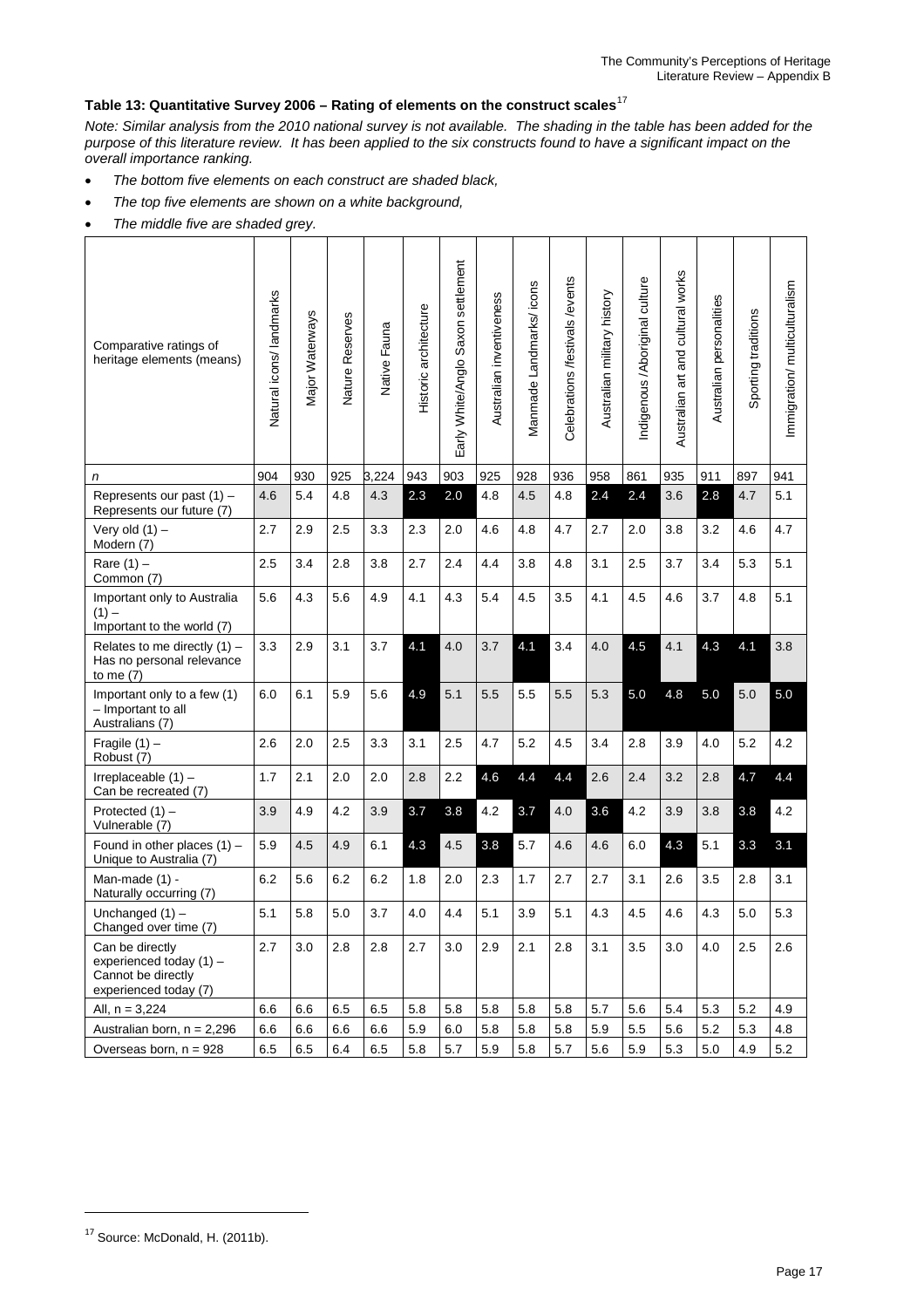### Table 13: Quantitative Survey 2006 – Rating of elements on the construct scales[17]

*Note: Similar analysis from the 2010 national survey is not available. The shading in the table has been added for the purpose of this literature review. It has been applied to the six constructs found to have a significant impact on the overall importance ranking.*

- *The bottom five elements on each construct are shaded black,*
- *The top five elements are shown on a white background,*
- *The middle five are shaded grey.*

| Comparative ratings of heritage elements (means) | Natural icons/ landmarks | Major Waterways | Nature Reserves | Native Fauna | Historic architecture | Early White/Anglo Saxon settlement | Australian inventiveness | Manmade Landmarks/ icons | Celebrations /festivals /events | Australian military history | Indigenous /Aboriginal culture | Australian art and cultural works | Australian personalities | Sporting traditions | Immigration/ multiculturalism |
|---|---|---|---|---|---|---|---|---|---|---|---|---|---|---|---|
| *n* | 904 | 930 | 925 | 3,224 | 943 | 903 | 925 | 928 | 936 | 958 | 861 | 935 | 911 | 897 | 941 |
| Represents our past (1) – Represents our future (7) | 4.6 | 5.4 | 4.8 | 4.3 | 2.3 | 2.0 | 4.8 | 4.5 | 4.8 | 2.4 | 2.4 | 3.6 | 2.8 | 4.7 | 5.1 |
| Very old (1) – Modern (7) | 2.7 | 2.9 | 2.5 | 3.3 | 2.3 | 2.0 | 4.6 | 4.8 | 4.7 | 2.7 | 2.0 | 3.8 | 3.2 | 4.6 | 4.7 |
| Rare (1) – Common (7) | 2.5 | 3.4 | 2.8 | 3.8 | 2.7 | 2.4 | 4.4 | 3.8 | 4.8 | 3.1 | 2.5 | 3.7 | 3.4 | 5.3 | 5.1 |
| Important only to Australia (1) – Important to the world (7) | 5.6 | 4.3 | 5.6 | 4.9 | 4.1 | 4.3 | 5.4 | 4.5 | 3.5 | 4.1 | 4.5 | 4.6 | 3.7 | 4.8 | 5.1 |
| Relates to me directly (1) – Has no personal relevance to me (7) | 3.3 | 2.9 | 3.1 | 3.7 | 4.1 | 4.0 | 3.7 | 4.1 | 3.4 | 4.0 | 4.5 | 4.1 | 4.3 | 4.1 | 3.8 |
| Important only to a few (1) – Important to all Australians (7) | 6.0 | 6.1 | 5.9 | 5.6 | 4.9 | 5.1 | 5.5 | 5.5 | 5.5 | 5.3 | 5.0 | 4.8 | 5.0 | 5.0 | 5.0 |
| Fragile (1) – Robust (7) | 2.6 | 2.0 | 2.5 | 3.3 | 3.1 | 2.5 | 4.7 | 5.2 | 4.5 | 3.4 | 2.8 | 3.9 | 4.0 | 5.2 | 4.2 |
| Irreplaceable (1) – Can be recreated (7) | 1.7 | 2.1 | 2.0 | 2.0 | 2.8 | 2.2 | 4.6 | 4.4 | 4.4 | 2.6 | 2.4 | 3.2 | 2.8 | 4.7 | 4.4 |
| Protected (1) – Vulnerable (7) | 3.9 | 4.9 | 4.2 | 3.9 | 3.7 | 3.8 | 4.2 | 3.7 | 4.0 | 3.6 | 4.2 | 3.9 | 3.8 | 3.8 | 4.2 |
| Found in other places (1) – Unique to Australia (7) | 5.9 | 4.5 | 4.9 | 6.1 | 4.3 | 4.5 | 3.8 | 5.7 | 4.6 | 4.6 | 6.0 | 4.3 | 5.1 | 3.3 | 3.1 |
| Man-made (1) - Naturally occurring (7) | 6.2 | 5.6 | 6.2 | 6.2 | 1.8 | 2.0 | 2.3 | 1.7 | 2.7 | 2.7 | 3.1 | 2.6 | 3.5 | 2.8 | 3.1 |
| Unchanged (1) – Changed over time (7) | 5.1 | 5.8 | 5.0 | 3.7 | 4.0 | 4.4 | 5.1 | 3.9 | 5.1 | 4.3 | 4.5 | 4.6 | 4.3 | 5.0 | 5.3 |
| Can be directly experienced today (1) – Cannot be directly experienced today (7) | 2.7 | 3.0 | 2.8 | 2.8 | 2.7 | 3.0 | 2.9 | 2.1 | 2.8 | 3.1 | 3.5 | 3.0 | 4.0 | 2.5 | 2.6 |
| All, n = 3,224 | 6.6 | 6.6 | 6.5 | 6.5 | 5.8 | 5.8 | 5.8 | 5.8 | 5.8 | 5.7 | 5.6 | 5.4 | 5.3 | 5.2 | 4.9 |
| Australian born, n = 2,296 | 6.6 | 6.6 | 6.6 | 6.6 | 5.9 | 6.0 | 5.8 | 5.8 | 5.8 | 5.9 | 5.5 | 5.6 | 5.2 | 5.3 | 4.8 |
| Overseas born, n = 928 | 6.5 | 6.5 | 6.4 | 6.5 | 5.8 | 5.7 | 5.9 | 5.8 | 5.7 | 5.6 | 5.9 | 5.3 | 5.0 | 4.9 | 5.2 |

[17] Source: McDonald, H. (2011b).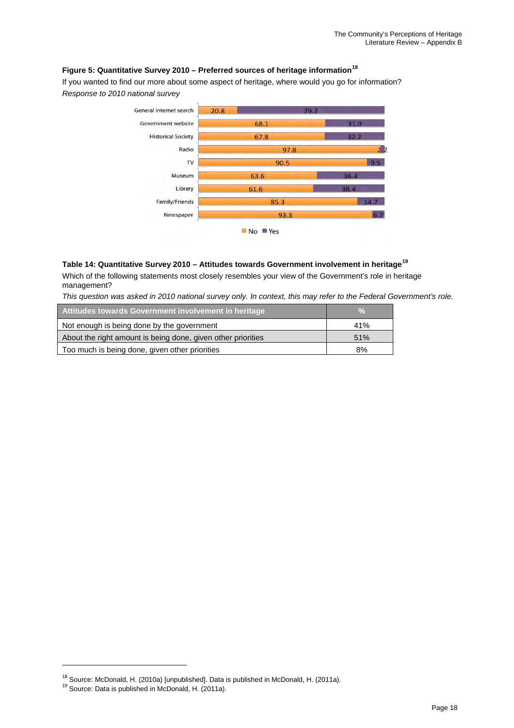**Figure 5: Quantitative Survey 2010 – Preferred sources of heritage information[18]**

If you wanted to find our more about some aspect of heritage, where would you go for information?

*Response to 2010 national survey*

| Source | No | Yes |
|---|---|---|
| General internet search | 20.8 | 79.2 |
| Government website | 68.1 | 31.9 |
| Historical Society | 67.8 | 32.2 |
| Radio | 97.8 | 2.2 |
| TV | 90.5 | 9.5 |
| Museum | 63.6 | 36.4 |
| Library | 61.6 | 38.4 |
| Family/Friends | 85.3 | 14.7 |
| Newspaper | 93.3 | 6.7 |

**Table 14: Quantitative Survey 2010 – Attitudes towards Government involvement in heritage[19]**

Which of the following statements most closely resembles your view of the Government's role in heritage management?

*This question was asked in 2010 national survey only. In context, this may refer to the Federal Government's role.*

| Attitudes towards Government involvement in heritage | % |
|---|---|
| Not enough is being done by the government | 41% |
| About the right amount is being done, given other priorities | 51% |
| Too much is being done, given other priorities | 8% |

[18] Source: McDonald, H. (2010a) [unpublished]. Data is published in McDonald, H. (2011a).

[19] Source: Data is published in McDonald, H. (2011a).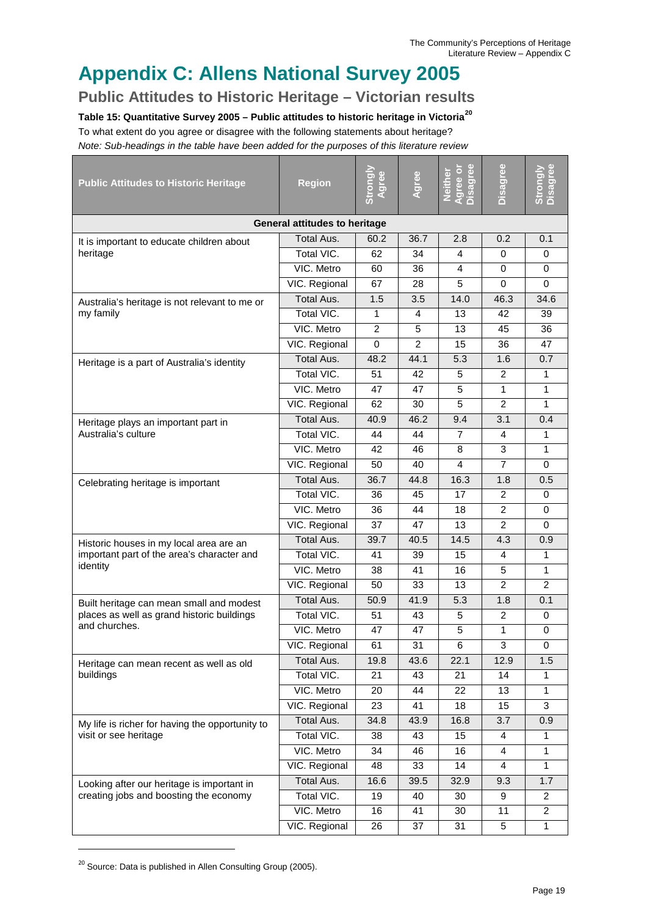# Appendix C: Allens National Survey 2005

## Public Attitudes to Historic Heritage – Victorian results

**Table 15: Quantitative Survey 2005 – Public attitudes to historic heritage in Victoria[20]**

To what extent do you agree or disagree with the following statements about heritage?

*Note: Sub-headings in the table have been added for the purposes of this literature review*

| Public Attitudes to Historic Heritage | Region | Strongly Agree | Agree | Neither Agree or Disagree | Disagree | Strongly Disagree |
|---|---|---|---|---|---|---|
| **General attitudes to heritage** | | | | | | |
| It is important to educate children about heritage | Total Aus. | 60.2 | 36.7 | 2.8 | 0.2 | 0.1 |
| | Total VIC. | 62 | 34 | 4 | 0 | 0 |
| | VIC. Metro | 60 | 36 | 4 | 0 | 0 |
| | VIC. Regional | 67 | 28 | 5 | 0 | 0 |
| Australia's heritage is not relevant to me or my family | Total Aus. | 1.5 | 3.5 | 14.0 | 46.3 | 34.6 |
| | Total VIC. | 1 | 4 | 13 | 42 | 39 |
| | VIC. Metro | 2 | 5 | 13 | 45 | 36 |
| | VIC. Regional | 0 | 2 | 15 | 36 | 47 |
| Heritage is a part of Australia's identity | Total Aus. | 48.2 | 44.1 | 5.3 | 1.6 | 0.7 |
| | Total VIC. | 51 | 42 | 5 | 2 | 1 |
| | VIC. Metro | 47 | 47 | 5 | 1 | 1 |
| | VIC. Regional | 62 | 30 | 5 | 2 | 1 |
| Heritage plays an important part in Australia's culture | Total Aus. | 40.9 | 46.2 | 9.4 | 3.1 | 0.4 |
| | Total VIC. | 44 | 44 | 7 | 4 | 1 |
| | VIC. Metro | 42 | 46 | 8 | 3 | 1 |
| | VIC. Regional | 50 | 40 | 4 | 7 | 0 |
| Celebrating heritage is important | Total Aus. | 36.7 | 44.8 | 16.3 | 1.8 | 0.5 |
| | Total VIC. | 36 | 45 | 17 | 2 | 0 |
| | VIC. Metro | 36 | 44 | 18 | 2 | 0 |
| | VIC. Regional | 37 | 47 | 13 | 2 | 0 |
| Historic houses in my local area are an important part of the area's character and identity | Total Aus. | 39.7 | 40.5 | 14.5 | 4.3 | 0.9 |
| | Total VIC. | 41 | 39 | 15 | 4 | 1 |
| | VIC. Metro | 38 | 41 | 16 | 5 | 1 |
| | VIC. Regional | 50 | 33 | 13 | 2 | 2 |
| Built heritage can mean small and modest places as well as grand historic buildings and churches. | Total Aus. | 50.9 | 41.9 | 5.3 | 1.8 | 0.1 |
| | Total VIC. | 51 | 43 | 5 | 2 | 0 |
| | VIC. Metro | 47 | 47 | 5 | 1 | 0 |
| | VIC. Regional | 61 | 31 | 6 | 3 | 0 |
| Heritage can mean recent as well as old buildings | Total Aus. | 19.8 | 43.6 | 22.1 | 12.9 | 1.5 |
| | Total VIC. | 21 | 43 | 21 | 14 | 1 |
| | VIC. Metro | 20 | 44 | 22 | 13 | 1 |
| | VIC. Regional | 23 | 41 | 18 | 15 | 3 |
| My life is richer for having the opportunity to visit or see heritage | Total Aus. | 34.8 | 43.9 | 16.8 | 3.7 | 0.9 |
| | Total VIC. | 38 | 43 | 15 | 4 | 1 |
| | VIC. Metro | 34 | 46 | 16 | 4 | 1 |
| | VIC. Regional | 48 | 33 | 14 | 4 | 1 |
| Looking after our heritage is important in creating jobs and boosting the economy | Total Aus. | 16.6 | 39.5 | 32.9 | 9.3 | 1.7 |
| | Total VIC. | 19 | 40 | 30 | 9 | 2 |
| | VIC. Metro | 16 | 41 | 30 | 11 | 2 |
| | VIC. Regional | 26 | 37 | 31 | 5 | 1 |

[20] Source: Data is published in Allen Consulting Group (2005).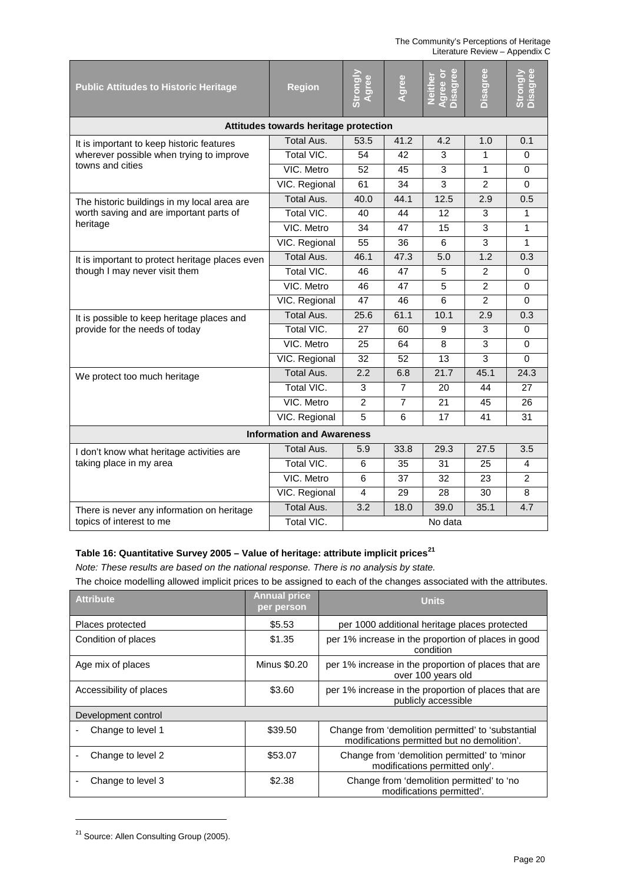| Public Attitudes to Historic Heritage | Region | Strongly Agree | Agree | Neither Agree or Disagree | Disagree | Strongly Disagree |
|---|---|---|---|---|---|---|
| **Attitudes towards heritage protection** | | | | | | |
| It is important to keep historic features wherever possible when trying to improve towns and cities | Total Aus. | 53.5 | 41.2 | 4.2 | 1.0 | 0.1 |
| | Total VIC. | 54 | 42 | 3 | 1 | 0 |
| | VIC. Metro | 52 | 45 | 3 | 1 | 0 |
| | VIC. Regional | 61 | 34 | 3 | 2 | 0 |
| The historic buildings in my local area are worth saving and are important parts of heritage | Total Aus. | 40.0 | 44.1 | 12.5 | 2.9 | 0.5 |
| | Total VIC. | 40 | 44 | 12 | 3 | 1 |
| | VIC. Metro | 34 | 47 | 15 | 3 | 1 |
| | VIC. Regional | 55 | 36 | 6 | 3 | 1 |
| It is important to protect heritage places even though I may never visit them | Total Aus. | 46.1 | 47.3 | 5.0 | 1.2 | 0.3 |
| | Total VIC. | 46 | 47 | 5 | 2 | 0 |
| | VIC. Metro | 46 | 47 | 5 | 2 | 0 |
| | VIC. Regional | 47 | 46 | 6 | 2 | 0 |
| It is possible to keep heritage places and provide for the needs of today | Total Aus. | 25.6 | 61.1 | 10.1 | 2.9 | 0.3 |
| | Total VIC. | 27 | 60 | 9 | 3 | 0 |
| | VIC. Metro | 25 | 64 | 8 | 3 | 0 |
| | VIC. Regional | 32 | 52 | 13 | 3 | 0 |
| We protect too much heritage | Total Aus. | 2.2 | 6.8 | 21.7 | 45.1 | 24.3 |
| | Total VIC. | 3 | 7 | 20 | 44 | 27 |
| | VIC. Metro | 2 | 7 | 21 | 45 | 26 |
| | VIC. Regional | 5 | 6 | 17 | 41 | 31 |
| **Information and Awareness** | | | | | | |
| I don't know what heritage activities are taking place in my area | Total Aus. | 5.9 | 33.8 | 29.3 | 27.5 | 3.5 |
| | Total VIC. | 6 | 35 | 31 | 25 | 4 |
| | VIC. Metro | 6 | 37 | 32 | 23 | 2 |
| | VIC. Regional | 4 | 29 | 28 | 30 | 8 |
| There is never any information on heritage topics of interest to me | Total Aus. | 3.2 | 18.0 | 39.0 | 35.1 | 4.7 |
| | Total VIC. | No data | | | | |

**Table 16: Quantitative Survey 2005 – Value of heritage: attribute implicit prices[21]**

*Note: These results are based on the national response. There is no analysis by state.*

The choice modelling allowed implicit prices to be assigned to each of the changes associated with the attributes.

| Attribute | Annual price per person | Units |
|---|---|---|
| Places protected | $5.53 | per 1000 additional heritage places protected |
| Condition of places | $1.35 | per 1% increase in the proportion of places in good condition |
| Age mix of places | Minus $0.20 | per 1% increase in the proportion of places that are over 100 years old |
| Accessibility of places | $3.60 | per 1% increase in the proportion of places that are publicly accessible |
| Development control | | |
| - Change to level 1 | $39.50 | Change from 'demolition permitted' to 'substantial modifications permitted but no demolition'. |
| - Change to level 2 | $53.07 | Change from 'demolition permitted' to 'minor modifications permitted only'. |
| - Change to level 3 | $2.38 | Change from 'demolition permitted' to 'no modifications permitted'. |

[21] Source: Allen Consulting Group (2005).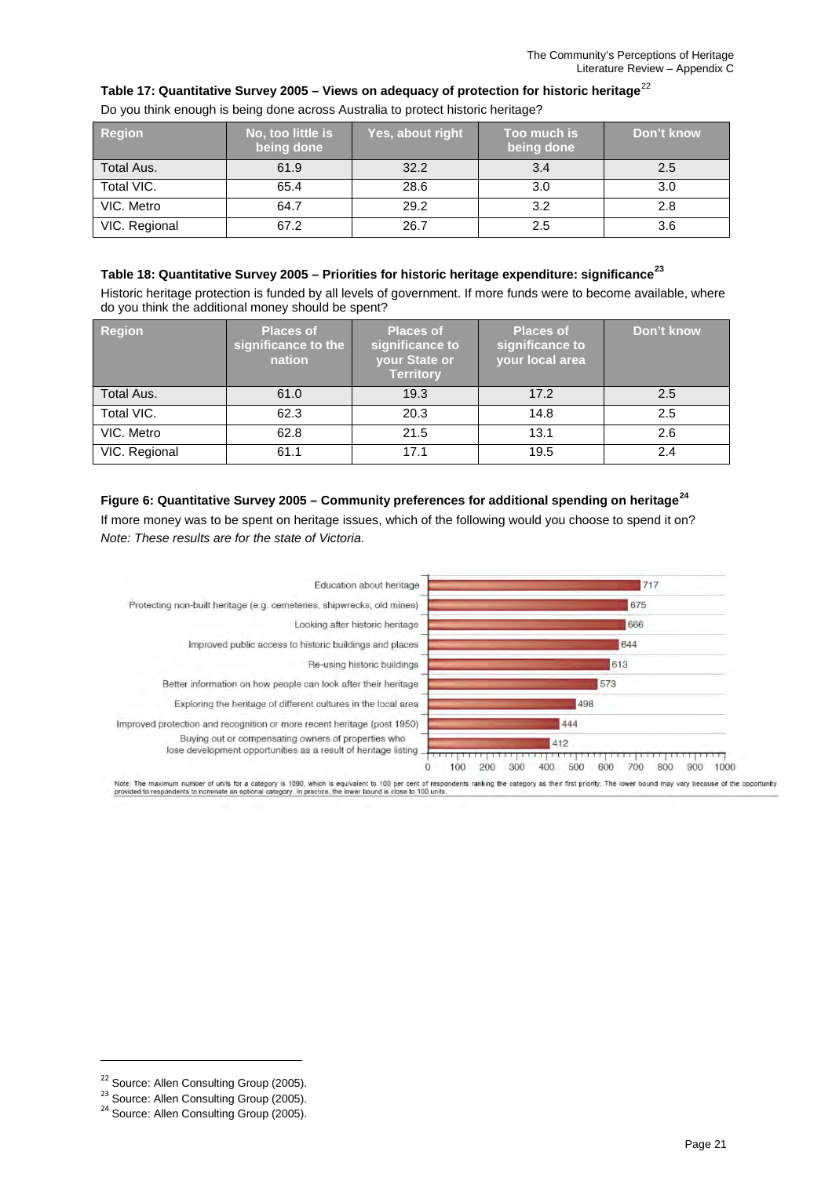**Table 17: Quantitative Survey 2005 – Views on adequacy of protection for historic heritage**[22]

Do you think enough is being done across Australia to protect historic heritage?

| Region | No, too little is being done | Yes, about right | Too much is being done | Don't know |
|---|---|---|---|---|
| Total Aus. | 61.9 | 32.2 | 3.4 | 2.5 |
| Total VIC. | 65.4 | 28.6 | 3.0 | 3.0 |
| VIC. Metro | 64.7 | 29.2 | 3.2 | 2.8 |
| VIC. Regional | 67.2 | 26.7 | 2.5 | 3.6 |

**Table 18: Quantitative Survey 2005 – Priorities for historic heritage expenditure: significance**[23]

Historic heritage protection is funded by all levels of government. If more funds were to become available, where do you think the additional money should be spent?

| Region | Places of significance to the nation | Places of significance to your State or Territory | Places of significance to your local area | Don't know |
|---|---|---|---|---|
| Total Aus. | 61.0 | 19.3 | 17.2 | 2.5 |
| Total VIC. | 62.3 | 20.3 | 14.8 | 2.5 |
| VIC. Metro | 62.8 | 21.5 | 13.1 | 2.6 |
| VIC. Regional | 61.1 | 17.1 | 19.5 | 2.4 |

**Figure 6: Quantitative Survey 2005 – Community preferences for additional spending on heritage**[24]

If more money was to be spent on heritage issues, which of the following would you choose to spend it on?

*Note: These results are for the state of Victoria.*

| Category | Value |
|---|---|
| Education about heritage | 717 |
| Protecting non-built heritage (e.g. cemeteries, shipwrecks, old mines) | 675 |
| Looking after historic heritage | 666 |
| Improved public access to historic buildings and places | 644 |
| Re-using historic buildings | 613 |
| Better information on how people can look after their heritage | 573 |
| Exploring the heritage of different cultures in the local area | 498 |
| Improved protection and recognition or more recent heritage (post 1950) | 444 |
| Buying out or compensating owners of properties who lose development opportunities as a result of heritage listing | 412 |

Note: The maximum number of units for a category is 1000, which is equivalent to 100 per cent of respondents ranking the category as their first priority. The lower bound may vary because of the opportunity provided to respondents to nominate an optional category. In practice, the lower bound is close to 100 units.

---

[22] Source: Allen Consulting Group (2005).

[23] Source: Allen Consulting Group (2005).

[24] Source: Allen Consulting Group (2005).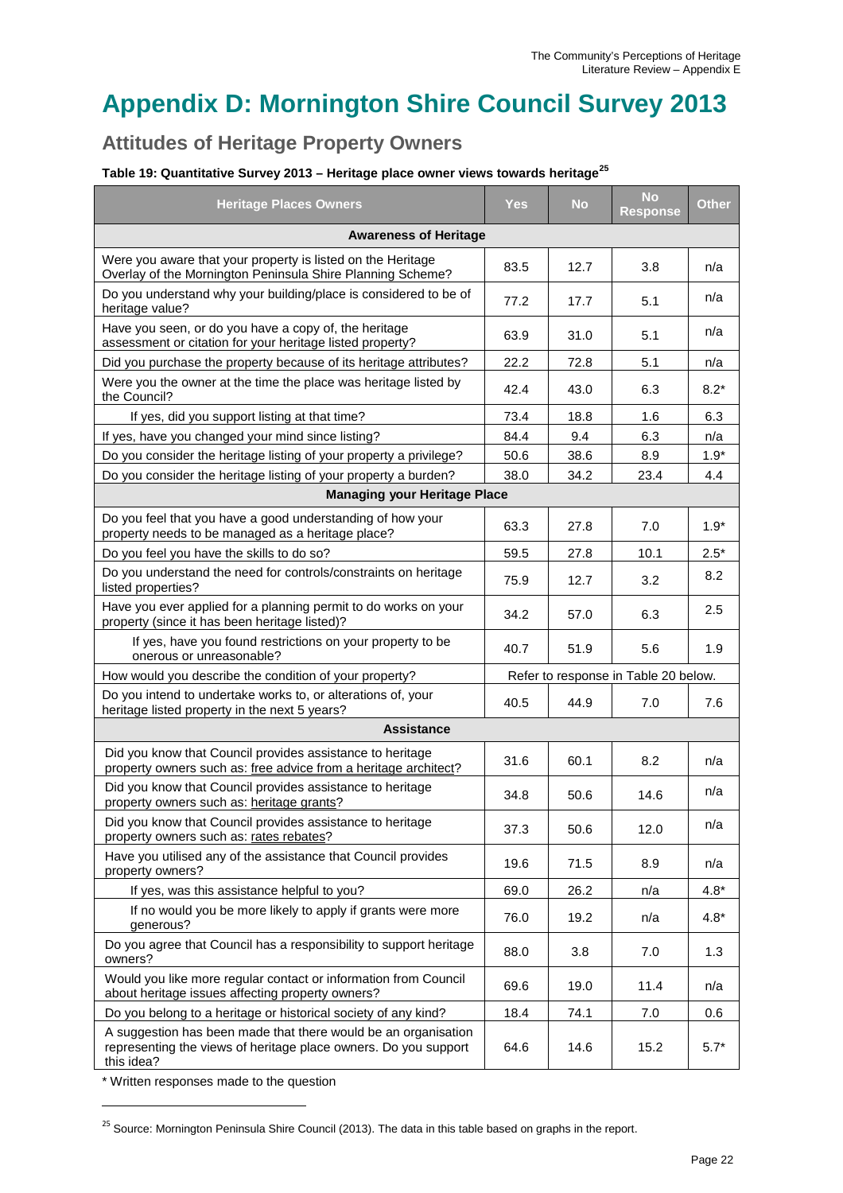# Appendix D: Mornington Shire Council Survey 2013

## Attitudes of Heritage Property Owners

**Table 19: Quantitative Survey 2013 – Heritage place owner views towards heritage[25]**

| Heritage Places Owners | Yes | No | No Response | Other |
|---|---|---|---|---|
| **Awareness of Heritage** | | | | |
| Were you aware that your property is listed on the Heritage Overlay of the Mornington Peninsula Shire Planning Scheme? | 83.5 | 12.7 | 3.8 | n/a |
| Do you understand why your building/place is considered to be of heritage value? | 77.2 | 17.7 | 5.1 | n/a |
| Have you seen, or do you have a copy of, the heritage assessment or citation for your heritage listed property? | 63.9 | 31.0 | 5.1 | n/a |
| Did you purchase the property because of its heritage attributes? | 22.2 | 72.8 | 5.1 | n/a |
| Were you the owner at the time the place was heritage listed by the Council? | 42.4 | 43.0 | 6.3 | 8.2* |
| If yes, did you support listing at that time? | 73.4 | 18.8 | 1.6 | 6.3 |
| If yes, have you changed your mind since listing? | 84.4 | 9.4 | 6.3 | n/a |
| Do you consider the heritage listing of your property a privilege? | 50.6 | 38.6 | 8.9 | 1.9* |
| Do you consider the heritage listing of your property a burden? | 38.0 | 34.2 | 23.4 | 4.4 |
| **Managing your Heritage Place** | | | | |
| Do you feel that you have a good understanding of how your property needs to be managed as a heritage place? | 63.3 | 27.8 | 7.0 | 1.9* |
| Do you feel you have the skills to do so? | 59.5 | 27.8 | 10.1 | 2.5* |
| Do you understand the need for controls/constraints on heritage listed properties? | 75.9 | 12.7 | 3.2 | 8.2 |
| Have you ever applied for a planning permit to do works on your property (since it has been heritage listed)? | 34.2 | 57.0 | 6.3 | 2.5 |
| If yes, have you found restrictions on your property to be onerous or unreasonable? | 40.7 | 51.9 | 5.6 | 1.9 |
| How would you describe the condition of your property? | Refer to response in Table 20 below. | | | |
| Do you intend to undertake works to, or alterations of, your heritage listed property in the next 5 years? | 40.5 | 44.9 | 7.0 | 7.6 |
| **Assistance** | | | | |
| Did you know that Council provides assistance to heritage property owners such as: free advice from a heritage architect? | 31.6 | 60.1 | 8.2 | n/a |
| Did you know that Council provides assistance to heritage property owners such as: heritage grants? | 34.8 | 50.6 | 14.6 | n/a |
| Did you know that Council provides assistance to heritage property owners such as: rates rebates? | 37.3 | 50.6 | 12.0 | n/a |
| Have you utilised any of the assistance that Council provides property owners? | 19.6 | 71.5 | 8.9 | n/a |
| If yes, was this assistance helpful to you? | 69.0 | 26.2 | n/a | 4.8* |
| If no would you be more likely to apply if grants were more generous? | 76.0 | 19.2 | n/a | 4.8* |
| Do you agree that Council has a responsibility to support heritage owners? | 88.0 | 3.8 | 7.0 | 1.3 |
| Would you like more regular contact or information from Council about heritage issues affecting property owners? | 69.6 | 19.0 | 11.4 | n/a |
| Do you belong to a heritage or historical society of any kind? | 18.4 | 74.1 | 7.0 | 0.6 |
| A suggestion has been made that there would be an organisation representing the views of heritage place owners. Do you support this idea? | 64.6 | 14.6 | 15.2 | 5.7* |

\* Written responses made to the question

[25] Source: Mornington Peninsula Shire Council (2013). The data in this table based on graphs in the report.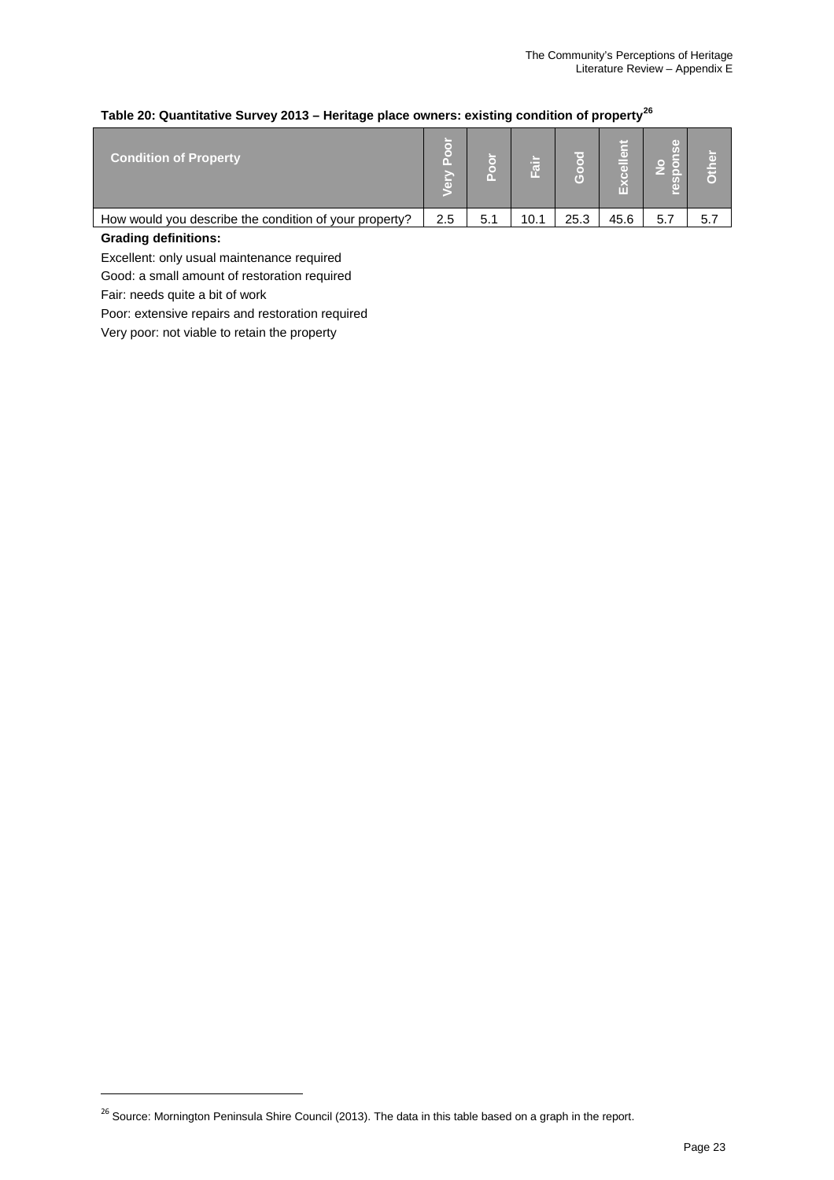**Table 20: Quantitative Survey 2013 – Heritage place owners: existing condition of property[26]**

| Condition of Property | Very Poor | Poor | Fair | Good | Excellent | No response | Other |
|---|---|---|---|---|---|---|---|
| How would you describe the condition of your property? | 2.5 | 5.1 | 10.1 | 25.3 | 45.6 | 5.7 | 5.7 |

**Grading definitions:**

Excellent: only usual maintenance required

Good: a small amount of restoration required

Fair: needs quite a bit of work

Poor: extensive repairs and restoration required

Very poor: not viable to retain the property

[26] Source: Mornington Peninsula Shire Council (2013). The data in this table based on a graph in the report.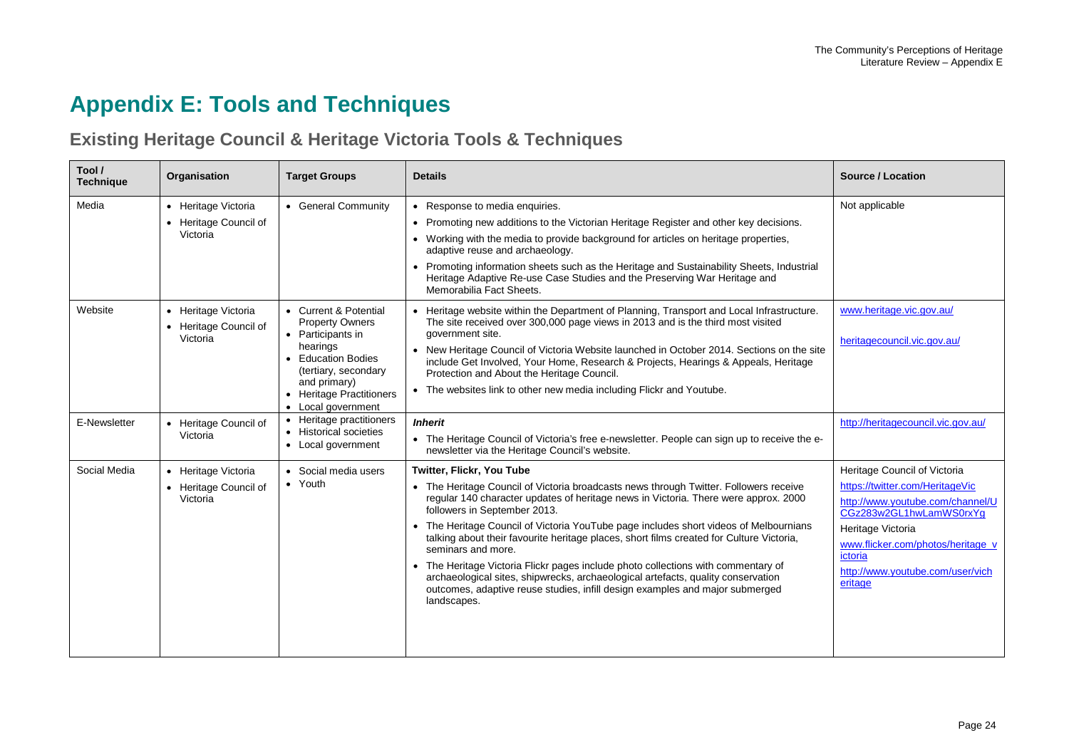# Appendix E: Tools and Techniques

## Existing Heritage Council & Heritage Victoria Tools & Techniques

| Tool / Technique | Organisation | Target Groups | Details | Source / Location |
|---|---|---|---|---|
| Media | • Heritage Victoria<br>• Heritage Council of Victoria | • General Community | • Response to media enquiries.<br>• Promoting new additions to the Victorian Heritage Register and other key decisions.<br>• Working with the media to provide background for articles on heritage properties, adaptive reuse and archaeology.<br>• Promoting information sheets such as the Heritage and Sustainability Sheets, Industrial Heritage Adaptive Re-use Case Studies and the Preserving War Heritage and Memorabilia Fact Sheets. | Not applicable |
| Website | • Heritage Victoria<br>• Heritage Council of Victoria | • Current & Potential Property Owners<br>• Participants in hearings<br>• Education Bodies (tertiary, secondary and primary)<br>• Heritage Practitioners<br>• Local government | • Heritage website within the Department of Planning, Transport and Local Infrastructure. The site received over 300,000 page views in 2013 and is the third most visited government site.<br>• New Heritage Council of Victoria Website launched in October 2014. Sections on the site include Get Involved, Your Home, Research & Projects, Hearings & Appeals, Heritage Protection and About the Heritage Council.<br>• The websites link to other new media including Flickr and Youtube. | www.heritage.vic.gov.au/<br><br>heritagecouncil.vic.gov.au/ |
| E-Newsletter | • Heritage Council of Victoria | • Heritage practitioners<br>• Historical societies<br>• Local government | ***Inherit***<br>• The Heritage Council of Victoria's free e-newsletter. People can sign up to receive the e-newsletter via the Heritage Council's website. | http://heritagecouncil.vic.gov.au/ |
| Social Media | • Heritage Victoria<br>• Heritage Council of Victoria | • Social media users<br>• Youth | **Twitter, Flickr, You Tube**<br>• The Heritage Council of Victoria broadcasts news through Twitter. Followers receive regular 140 character updates of heritage news in Victoria. There were approx. 2000 followers in September 2013.<br>• The Heritage Council of Victoria YouTube page includes short videos of Melbournians talking about their favourite heritage places, short films created for Culture Victoria, seminars and more.<br>• The Heritage Victoria Flickr pages include photo collections with commentary of archaeological sites, shipwrecks, archaeological artefacts, quality conservation outcomes, adaptive reuse studies, infill design examples and major submerged landscapes. | Heritage Council of Victoria<br>https://twitter.com/HeritageVic<br>http://www.youtube.com/channel/UCGz283w2GL1hwLamWS0rxYg<br>Heritage Victoria<br>www.flicker.com/photos/heritage_victoria<br>http://www.youtube.com/user/vicheritage |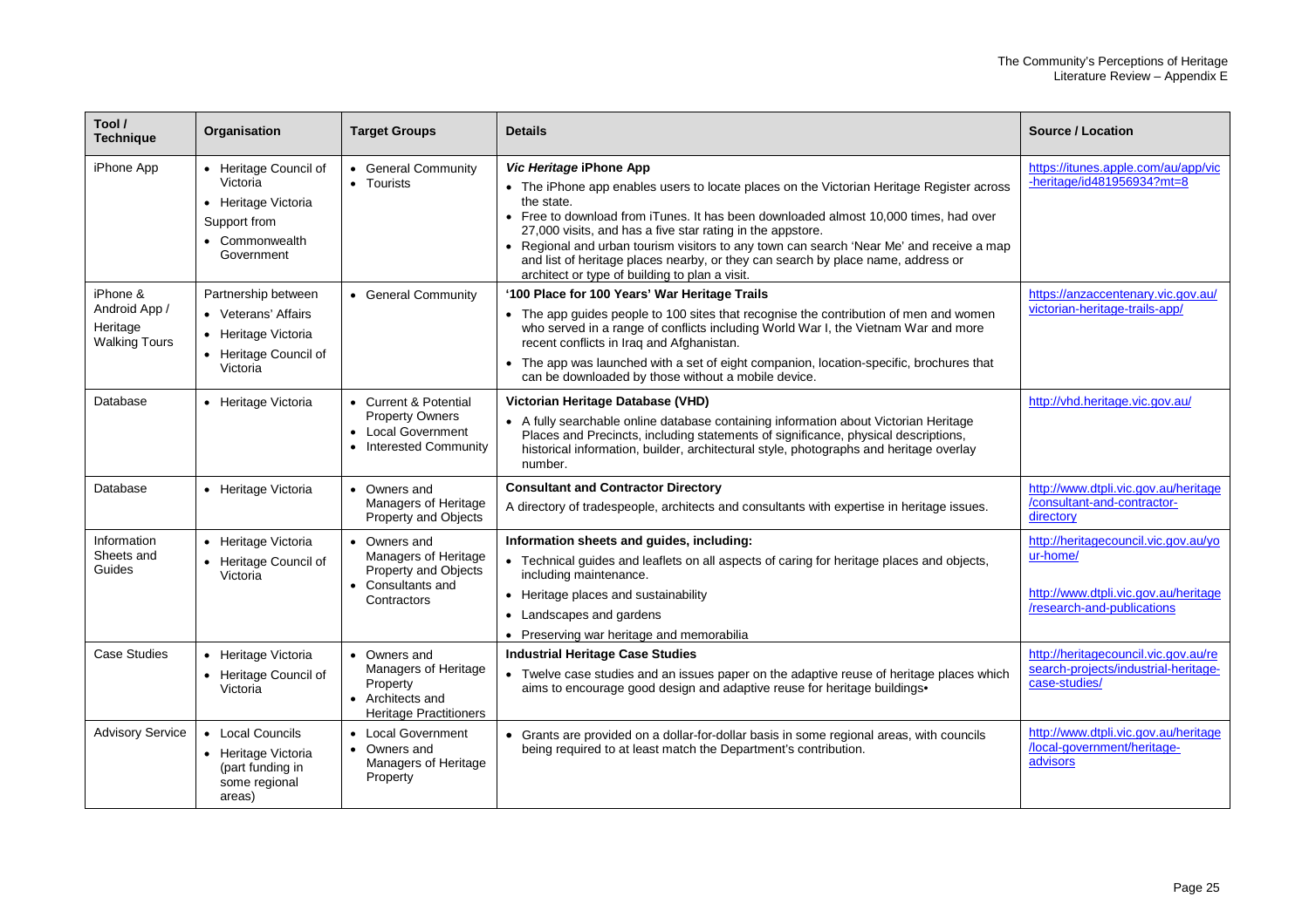| Tool / Technique | Organisation | Target Groups | Details | Source / Location |
|---|---|---|---|---|
| iPhone App | • Heritage Council of Victoria<br>• Heritage Victoria<br>Support from<br>• Commonwealth Government | • General Community<br>• Tourists | ***Vic Heritage* iPhone App**<br>• The iPhone app enables users to locate places on the Victorian Heritage Register across the state.<br>• Free to download from iTunes. It has been downloaded almost 10,000 times, had over 27,000 visits, and has a five star rating in the appstore.<br>• Regional and urban tourism visitors to any town can search 'Near Me' and receive a map and list of heritage places nearby, or they can search by place name, address or architect or type of building to plan a visit. | https://itunes.apple.com/au/app/vic-heritage/id481956934?mt=8 |
| iPhone & Android App / Heritage Walking Tours | Partnership between<br>• Veterans' Affairs<br>• Heritage Victoria<br>• Heritage Council of Victoria | • General Community | **'100 Place for 100 Years' War Heritage Trails**<br>• The app guides people to 100 sites that recognise the contribution of men and women who served in a range of conflicts including World War I, the Vietnam War and more recent conflicts in Iraq and Afghanistan.<br>• The app was launched with a set of eight companion, location-specific, brochures that can be downloaded by those without a mobile device. | https://anzaccentenary.vic.gov.au/victorian-heritage-trails-app/ |
| Database | • Heritage Victoria | • Current & Potential Property Owners<br>• Local Government<br>• Interested Community | **Victorian Heritage Database (VHD)**<br>• A fully searchable online database containing information about Victorian Heritage Places and Precincts, including statements of significance, physical descriptions, historical information, builder, architectural style, photographs and heritage overlay number. | http://vhd.heritage.vic.gov.au/ |
| Database | • Heritage Victoria | • Owners and Managers of Heritage Property and Objects | **Consultant and Contractor Directory**<br>A directory of tradespeople, architects and consultants with expertise in heritage issues. | http://www.dtpli.vic.gov.au/heritage/consultant-and-contractor-directory |
| Information Sheets and Guides | • Heritage Victoria<br>• Heritage Council of Victoria | • Owners and Managers of Heritage Property and Objects<br>• Consultants and Contractors | **Information sheets and guides, including:**<br>• Technical guides and leaflets on all aspects of caring for heritage places and objects, including maintenance.<br>• Heritage places and sustainability<br>• Landscapes and gardens<br>• Preserving war heritage and memorabilia | http://heritagecouncil.vic.gov.au/your-home/<br><br>http://www.dtpli.vic.gov.au/heritage/research-and-publications |
| Case Studies | • Heritage Victoria<br>• Heritage Council of Victoria | • Owners and Managers of Heritage Property<br>• Architects and Heritage Practitioners | **Industrial Heritage Case Studies**<br>• Twelve case studies and an issues paper on the adaptive reuse of heritage places which aims to encourage good design and adaptive reuse for heritage buildings• | http://heritagecouncil.vic.gov.au/research-projects/industrial-heritage-case-studies/ |
| Advisory Service | • Local Councils<br>• Heritage Victoria (part funding in some regional areas) | • Local Government<br>• Owners and Managers of Heritage Property | • Grants are provided on a dollar-for-dollar basis in some regional areas, with councils being required to at least match the Department's contribution. | http://www.dtpli.vic.gov.au/heritage/local-government/heritage-advisors |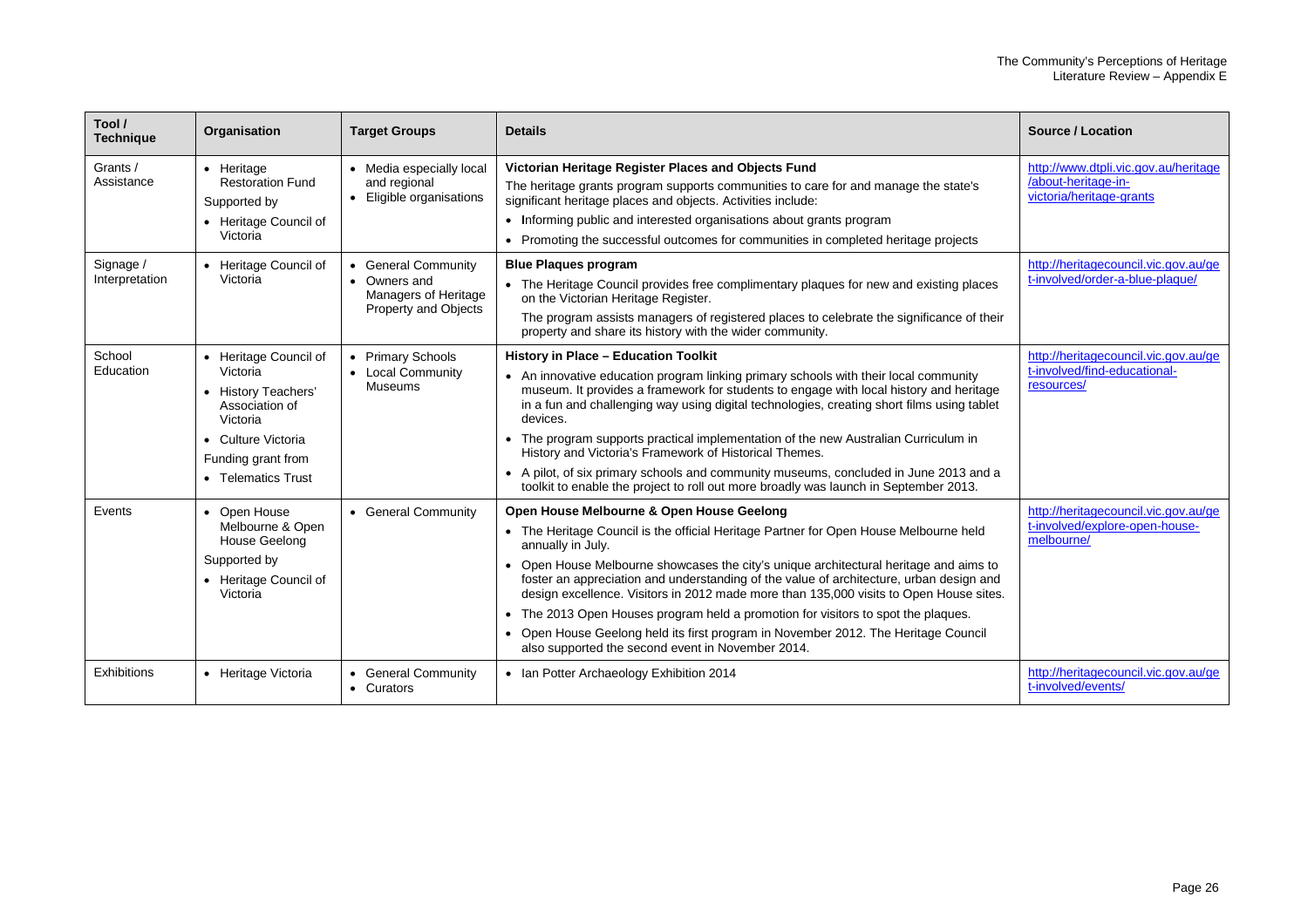| Tool / Technique | Organisation | Target Groups | Details | Source / Location |
|---|---|---|---|---|
| Grants / Assistance | • Heritage Restoration Fund<br>Supported by<br>• Heritage Council of Victoria | • Media especially local and regional<br>• Eligible organisations | **Victorian Heritage Register Places and Objects Fund**<br>The heritage grants program supports communities to care for and manage the state's significant heritage places and objects. Activities include:<br>• Informing public and interested organisations about grants program<br>• Promoting the successful outcomes for communities in completed heritage projects | http://www.dtpli.vic.gov.au/heritage/about-heritage-in-victoria/heritage-grants |
| Signage / Interpretation | • Heritage Council of Victoria | • General Community<br>• Owners and Managers of Heritage Property and Objects | **Blue Plaques program**<br>• The Heritage Council provides free complimentary plaques for new and existing places on the Victorian Heritage Register.<br>The program assists managers of registered places to celebrate the significance of their property and share its history with the wider community. | http://heritagecouncil.vic.gov.au/get-involved/order-a-blue-plaque/ |
| School Education | • Heritage Council of Victoria<br>• History Teachers' Association of Victoria<br>• Culture Victoria<br>Funding grant from<br>• Telematics Trust | • Primary Schools<br>• Local Community Museums | **History in Place – Education Toolkit**<br>• An innovative education program linking primary schools with their local community museum. It provides a framework for students to engage with local history and heritage in a fun and challenging way using digital technologies, creating short films using tablet devices.<br>• The program supports practical implementation of the new Australian Curriculum in History and Victoria's Framework of Historical Themes.<br>• A pilot, of six primary schools and community museums, concluded in June 2013 and a toolkit to enable the project to roll out more broadly was launch in September 2013. | http://heritagecouncil.vic.gov.au/get-involved/find-educational-resources/ |
| Events | • Open House Melbourne & Open House Geelong<br>Supported by<br>• Heritage Council of Victoria | • General Community | **Open House Melbourne & Open House Geelong**<br>• The Heritage Council is the official Heritage Partner for Open House Melbourne held annually in July.<br>• Open House Melbourne showcases the city's unique architectural heritage and aims to foster an appreciation and understanding of the value of architecture, urban design and design excellence. Visitors in 2012 made more than 135,000 visits to Open House sites.<br>• The 2013 Open Houses program held a promotion for visitors to spot the plaques.<br>• Open House Geelong held its first program in November 2012. The Heritage Council also supported the second event in November 2014. | http://heritagecouncil.vic.gov.au/get-involved/explore-open-house-melbourne/ |
| Exhibitions | • Heritage Victoria | • General Community<br>• Curators | • Ian Potter Archaeology Exhibition 2014 | http://heritagecouncil.vic.gov.au/get-involved/events/ |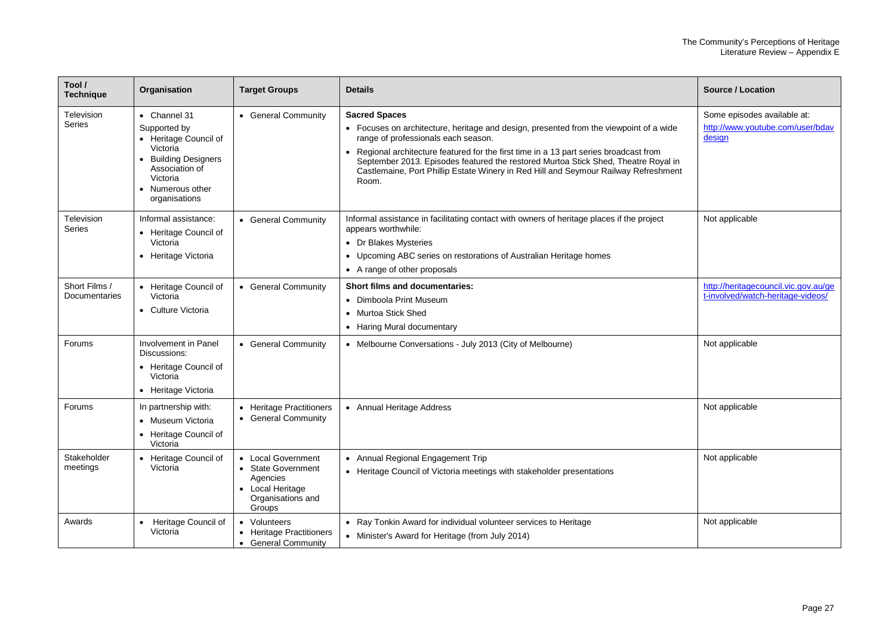| Tool / Technique | Organisation | Target Groups | Details | Source / Location |
|---|---|---|---|---|
| Television Series | • Channel 31<br>Supported by<br>• Heritage Council of Victoria<br>• Building Designers Association of Victoria<br>• Numerous other organisations | • General Community | **Sacred Spaces**<br>• Focuses on architecture, heritage and design, presented from the viewpoint of a wide range of professionals each season.<br>• Regional architecture featured for the first time in a 13 part series broadcast from September 2013. Episodes featured the restored Murtoa Stick Shed, Theatre Royal in Castlemaine, Port Phillip Estate Winery in Red Hill and Seymour Railway Refreshment Room. | Some episodes available at: http://www.youtube.com/user/bdavdesign |
| Television Series | Informal assistance:<br>• Heritage Council of Victoria<br>• Heritage Victoria | • General Community | Informal assistance in facilitating contact with owners of heritage places if the project appears worthwhile:<br>• Dr Blakes Mysteries<br>• Upcoming ABC series on restorations of Australian Heritage homes<br>• A range of other proposals | Not applicable |
| Short Films / Documentaries | • Heritage Council of Victoria<br>• Culture Victoria | • General Community | **Short films and documentaries:**<br>• Dimboola Print Museum<br>• Murtoa Stick Shed<br>• Haring Mural documentary | http://heritagecouncil.vic.gov.au/get-involved/watch-heritage-videos/ |
| Forums | Involvement in Panel Discussions:<br>• Heritage Council of Victoria<br>• Heritage Victoria | • General Community | • Melbourne Conversations - July 2013 (City of Melbourne) | Not applicable |
| Forums | In partnership with:<br>• Museum Victoria<br>• Heritage Council of Victoria | • Heritage Practitioners<br>• General Community | • Annual Heritage Address | Not applicable |
| Stakeholder meetings | • Heritage Council of Victoria | • Local Government<br>• State Government Agencies<br>• Local Heritage Organisations and Groups | • Annual Regional Engagement Trip<br>• Heritage Council of Victoria meetings with stakeholder presentations | Not applicable |
| Awards | • Heritage Council of Victoria | • Volunteers<br>• Heritage Practitioners<br>• General Community | • Ray Tonkin Award for individual volunteer services to Heritage<br>• Minister's Award for Heritage (from July 2014) | Not applicable |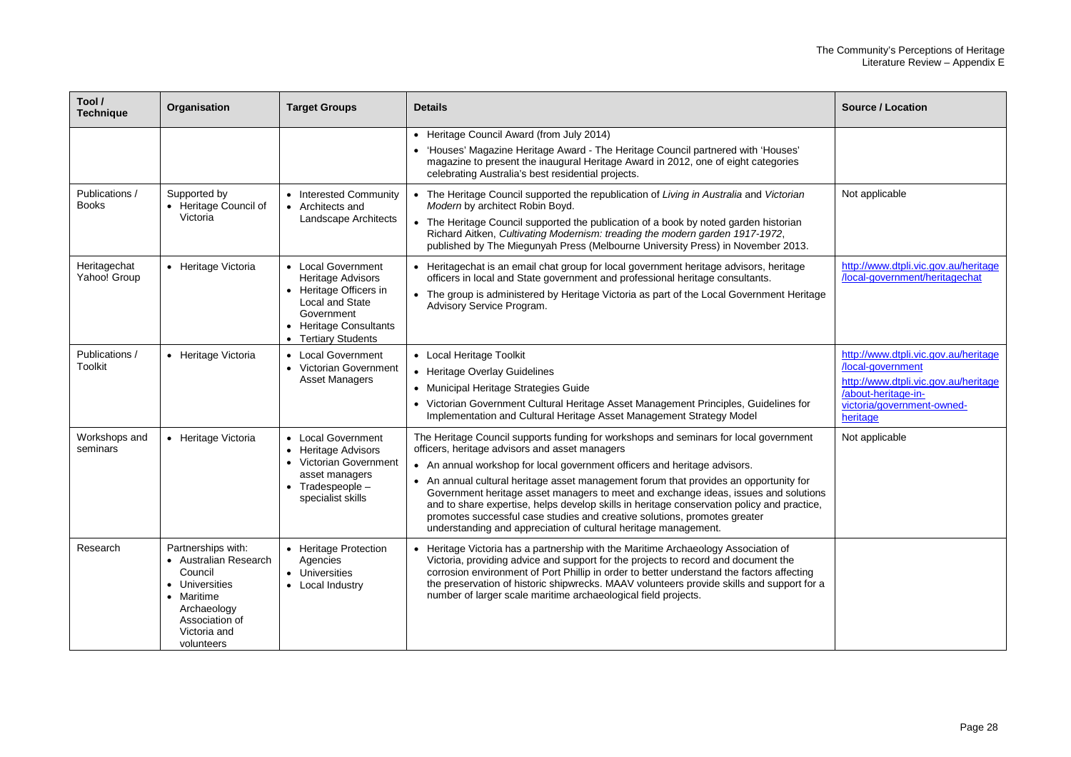| Tool / Technique | Organisation | Target Groups | Details | Source / Location |
|---|---|---|---|---|
| | | | • Heritage Council Award (from July 2014)<br>• 'Houses' Magazine Heritage Award - The Heritage Council partnered with 'Houses' magazine to present the inaugural Heritage Award in 2012, one of eight categories celebrating Australia's best residential projects. | |
| Publications / Books | Supported by<br>• Heritage Council of Victoria | • Interested Community<br>• Architects and Landscape Architects | • The Heritage Council supported the republication of *Living in Australia* and *Victorian Modern* by architect Robin Boyd.<br>• The Heritage Council supported the publication of a book by noted garden historian Richard Aitken, *Cultivating Modernism: treading the modern garden 1917-1972*, published by The Miegunyah Press (Melbourne University Press) in November 2013. | Not applicable |
| Heritagechat Yahoo! Group | • Heritage Victoria | • Local Government Heritage Advisors<br>• Heritage Officers in Local and State Government<br>• Heritage Consultants<br>• Tertiary Students | • Heritagechat is an email chat group for local government heritage advisors, heritage officers in local and State government and professional heritage consultants.<br>• The group is administered by Heritage Victoria as part of the Local Government Heritage Advisory Service Program. | http://www.dtpli.vic.gov.au/heritage/local-government/heritagechat |
| Publications / Toolkit | • Heritage Victoria | • Local Government<br>• Victorian Government Asset Managers | • Local Heritage Toolkit<br>• Heritage Overlay Guidelines<br>• Municipal Heritage Strategies Guide<br>• Victorian Government Cultural Heritage Asset Management Principles, Guidelines for Implementation and Cultural Heritage Asset Management Strategy Model | http://www.dtpli.vic.gov.au/heritage/local-government<br>http://www.dtpli.vic.gov.au/heritage/about-heritage-in-victoria/government-owned-heritage |
| Workshops and seminars | • Heritage Victoria | • Local Government<br>• Heritage Advisors<br>• Victorian Government asset managers<br>• Tradespeople – specialist skills | The Heritage Council supports funding for workshops and seminars for local government officers, heritage advisors and asset managers<br>• An annual workshop for local government officers and heritage advisors.<br>• An annual cultural heritage asset management forum that provides an opportunity for Government heritage asset managers to meet and exchange ideas, issues and solutions and to share expertise, helps develop skills in heritage conservation policy and practice, promotes successful case studies and creative solutions, promotes greater understanding and appreciation of cultural heritage management. | Not applicable |
| Research | Partnerships with:<br>• Australian Research Council<br>• Universities<br>• Maritime Archaeology Association of Victoria and volunteers | • Heritage Protection Agencies<br>• Universities<br>• Local Industry | • Heritage Victoria has a partnership with the Maritime Archaeology Association of Victoria, providing advice and support for the projects to record and document the corrosion environment of Port Phillip in order to better understand the factors affecting the preservation of historic shipwrecks. MAAV volunteers provide skills and support for a number of larger scale maritime archaeological field projects. | |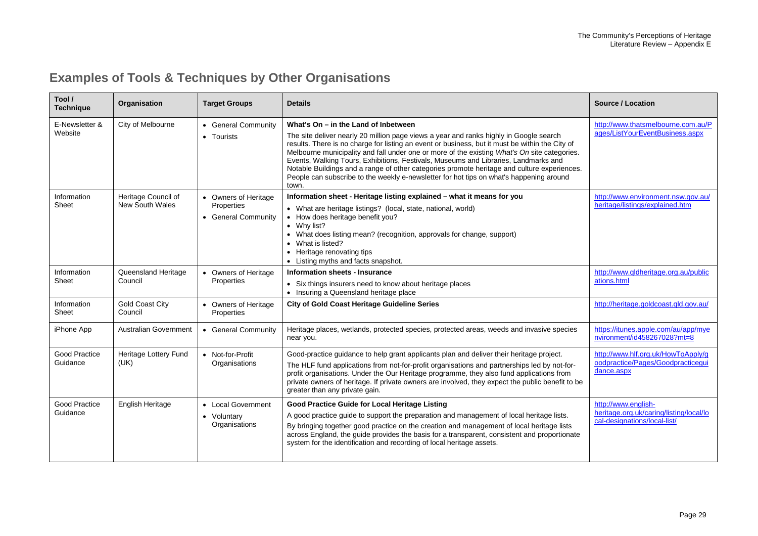# Examples of Tools & Techniques by Other Organisations

| Tool / Technique | Organisation | Target Groups | Details | Source / Location |
|---|---|---|---|---|
| E-Newsletter & Website | City of Melbourne | • General Community<br>• Tourists | **What's On – in the Land of Inbetween**<br>The site deliver nearly 20 million page views a year and ranks highly in Google search results. There is no charge for listing an event or business, but it must be within the City of Melbourne municipality and fall under one or more of the existing *What's On* site categories. Events, Walking Tours, Exhibitions, Festivals, Museums and Libraries, Landmarks and Notable Buildings and a range of other categories promote heritage and culture experiences. People can subscribe to the weekly e-newsletter for hot tips on what's happening around town. | http://www.thatsmelbourne.com.au/Pages/ListYourEventBusiness.aspx |
| Information Sheet | Heritage Council of New South Wales | • Owners of Heritage Properties<br>• General Community | **Information sheet - Heritage listing explained – what it means for you**<br>• What are heritage listings? (local, state, national, world)<br>• How does heritage benefit you?<br>• Why list?<br>• What does listing mean? (recognition, approvals for change, support)<br>• What is listed?<br>• Heritage renovating tips<br>• Listing myths and facts snapshot. | http://www.environment.nsw.gov.au/heritage/listings/explained.htm |
| Information Sheet | Queensland Heritage Council | • Owners of Heritage Properties | **Information sheets - Insurance**<br>• Six things insurers need to know about heritage places<br>• Insuring a Queensland heritage place | http://www.qldheritage.org.au/publications.html |
| Information Sheet | Gold Coast City Council | • Owners of Heritage Properties | **City of Gold Coast Heritage Guideline Series** | http://heritage.goldcoast.qld.gov.au/ |
| iPhone App | Australian Government | • General Community | Heritage places, wetlands, protected species, protected areas, weeds and invasive species near you. | https://itunes.apple.com/au/app/myenvironment/id458267028?mt=8 |
| Good Practice Guidance | Heritage Lottery Fund (UK) | • Not-for-Profit Organisations | Good-practice guidance to help grant applicants plan and deliver their heritage project.<br>The HLF fund applications from not-for-profit organisations and partnerships led by not-for-profit organisations. Under the Our Heritage programme, they also fund applications from private owners of heritage. If private owners are involved, they expect the public benefit to be greater than any private gain. | http://www.hlf.org.uk/HowToApply/goodpractice/Pages/Goodpracticeguidance.aspx |
| Good Practice Guidance | English Heritage | • Local Government<br>• Voluntary Organisations | **Good Practice Guide for Local Heritage Listing**<br>A good practice guide to support the preparation and management of local heritage lists.<br>By bringing together good practice on the creation and management of local heritage lists across England, the guide provides the basis for a transparent, consistent and proportionate system for the identification and recording of local heritage assets. | http://www.english-heritage.org.uk/caring/listing/local/local-designations/local-list/ |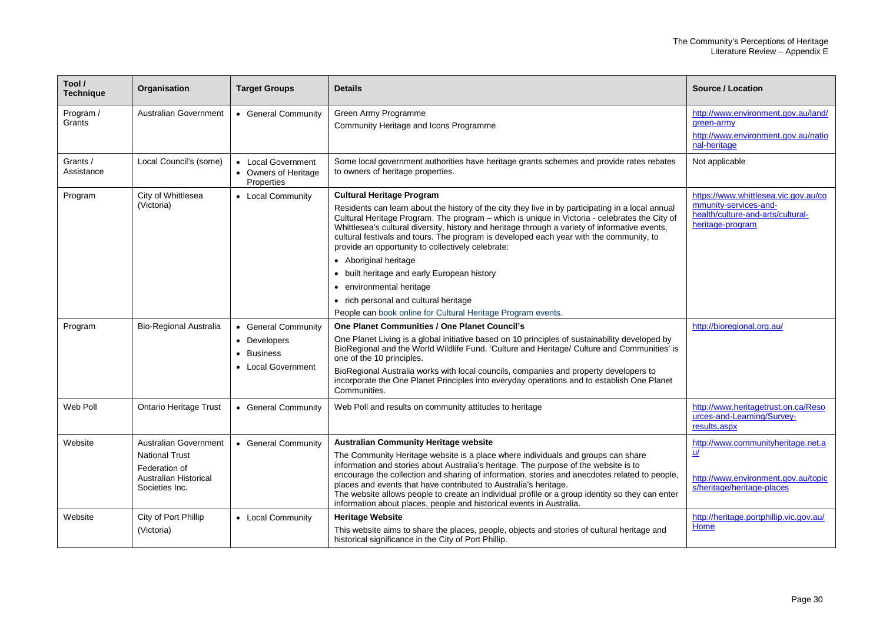| Tool / Technique | Organisation | Target Groups | Details | Source / Location |
|---|---|---|---|---|
| Program / Grants | Australian Government | • General Community | Green Army Programme<br>Community Heritage and Icons Programme | http://www.environment.gov.au/land/green-army<br>http://www.environment.gov.au/national-heritage |
| Grants / Assistance | Local Council's (some) | • Local Government<br>• Owners of Heritage Properties | Some local government authorities have heritage grants schemes and provide rates rebates to owners of heritage properties. | Not applicable |
| Program | City of Whittlesea (Victoria) | • Local Community | **Cultural Heritage Program**<br>Residents can learn about the history of the city they live in by participating in a local annual Cultural Heritage Program. The program – which is unique in Victoria - celebrates the City of Whittlesea's cultural diversity, history and heritage through a variety of informative events, cultural festivals and tours. The program is developed each year with the community, to provide an opportunity to collectively celebrate:<br>• Aboriginal heritage<br>• built heritage and early European history<br>• environmental heritage<br>• rich personal and cultural heritage<br>People can book online for Cultural Heritage Program events. | https://www.whittlesea.vic.gov.au/community-services-and-health/culture-and-arts/cultural-heritage-program |
| Program | Bio-Regional Australia | • General Community<br>• Developers<br>• Business<br>• Local Government | **One Planet Communities / One Planet Council's**<br>One Planet Living is a global initiative based on 10 principles of sustainability developed by BioRegional and the World Wildlife Fund. 'Culture and Heritage/ Culture and Communities' is one of the 10 principles.<br>BioRegional Australia works with local councils, companies and property developers to incorporate the One Planet Principles into everyday operations and to establish One Planet Communities. | http://bioregional.org.au/ |
| Web Poll | Ontario Heritage Trust | • General Community | Web Poll and results on community attitudes to heritage | http://www.heritagetrust.on.ca/Resources-and-Learning/Survey-results.aspx |
| Website | Australian Government<br>National Trust<br>Federation of Australian Historical Societies Inc. | • General Community | **Australian Community Heritage website**<br>The Community Heritage website is a place where individuals and groups can share information and stories about Australia's heritage. The purpose of the website is to encourage the collection and sharing of information, stories and anecdotes related to people, places and events that have contributed to Australia's heritage.<br>The website allows people to create an individual profile or a group identity so they can enter information about places, people and historical events in Australia. | http://www.communityheritage.net.au/<br>http://www.environment.gov.au/topics/heritage/heritage-places |
| Website | City of Port Phillip (Victoria) | • Local Community | **Heritage Website**<br>This website aims to share the places, people, objects and stories of cultural heritage and historical significance in the City of Port Phillip. | http://heritage.portphillip.vic.gov.au/Home |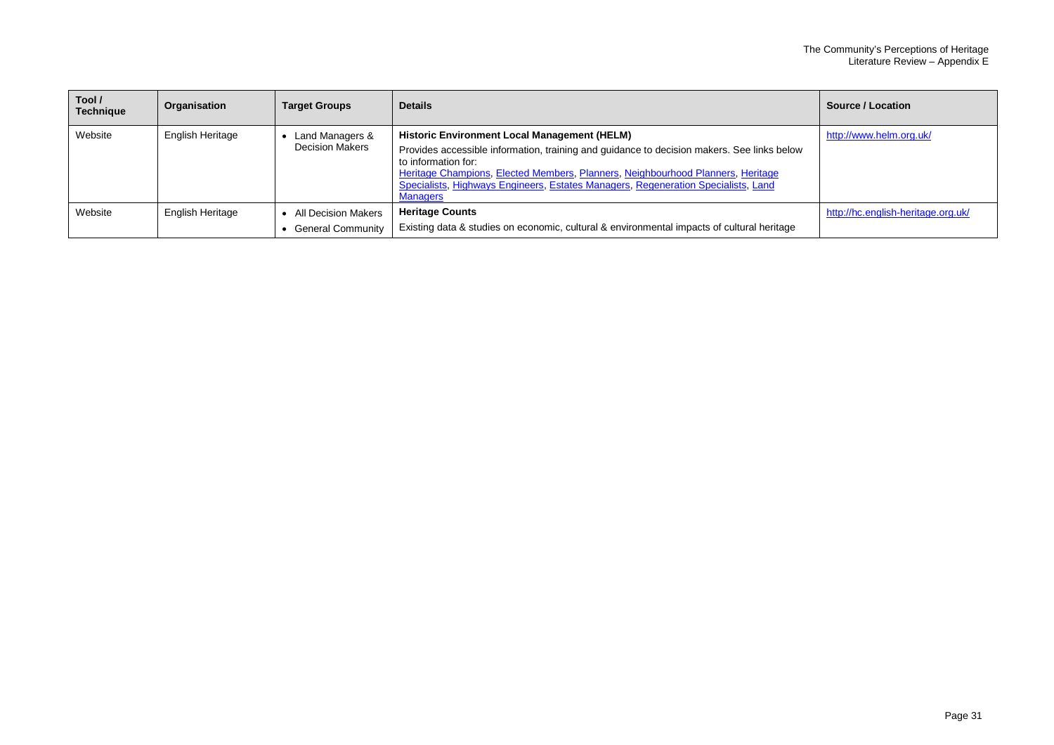| Tool / Technique | Organisation | Target Groups | Details | Source / Location |
|---|---|---|---|---|
| Website | English Heritage | • Land Managers & Decision Makers | **Historic Environment Local Management (HELM)**<br>Provides accessible information, training and guidance to decision makers. See links below to information for:<br>Heritage Champions, Elected Members, Planners, Neighbourhood Planners, Heritage Specialists, Highways Engineers, Estates Managers, Regeneration Specialists, Land Managers | http://www.helm.org.uk/ |
| Website | English Heritage | • All Decision Makers<br>• General Community | **Heritage Counts**<br>Existing data & studies on economic, cultural & environmental impacts of cultural heritage | http://hc.english-heritage.org.uk/ |